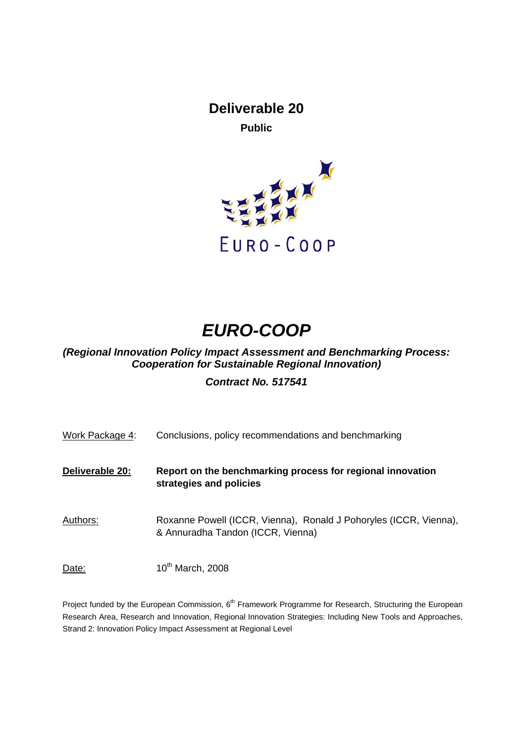# Deliverable 20

**Public**

EURO-COOP

# *EURO-COOP*

***(Regional Innovation Policy Impact Assessment and Benchmarking Process: Cooperation for Sustainable Regional Innovation)***

***Contract No. 517541***

| | |
|---|---|
| Work Package 4: | Conclusions, policy recommendations and benchmarking |
| **Deliverable 20:** | **Report on the benchmarking process for regional innovation strategies and policies** |
| Authors: | Roxanne Powell (ICCR, Vienna), Ronald J Pohoryles (ICCR, Vienna), & Annuradha Tandon (ICCR, Vienna) |
| Date: | 10th March, 2008 |

Project funded by the European Commission, 6th Framework Programme for Research, Structuring the European Research Area, Research and Innovation, Regional Innovation Strategies: Including New Tools and Approaches, Strand 2: Innovation Policy Impact Assessment at Regional Level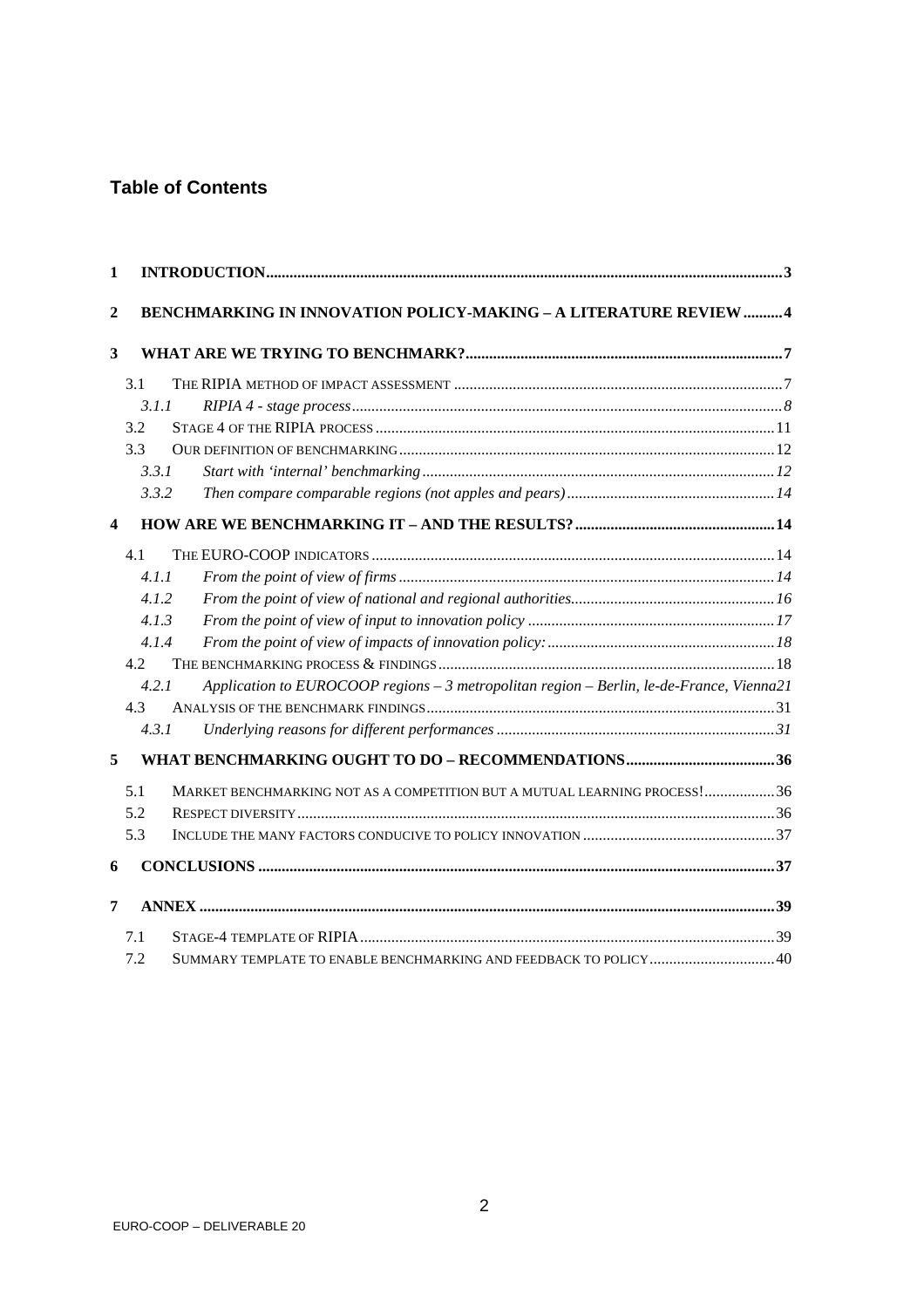## Table of Contents

1 INTRODUCTION ... 3

2 BENCHMARKING IN INNOVATION POLICY-MAKING – A LITERATURE REVIEW ... 4

3 WHAT ARE WE TRYING TO BENCHMARK? ... 7

- 3.1 THE RIPIA METHOD OF IMPACT ASSESSMENT ... 7
  - *3.1.1 RIPIA 4 - stage process ... 8*
- 3.2 STAGE 4 OF THE RIPIA PROCESS ... 11
- 3.3 OUR DEFINITION OF BENCHMARKING ... 12
  - *3.3.1 Start with 'internal' benchmarking ... 12*
  - *3.3.2 Then compare comparable regions (not apples and pears) ... 14*

4 HOW ARE WE BENCHMARKING IT – AND THE RESULTS? ... 14

- 4.1 THE EURO-COOP INDICATORS ... 14
  - *4.1.1 From the point of view of firms ... 14*
  - *4.1.2 From the point of view of national and regional authorities ... 16*
  - *4.1.3 From the point of view of input to innovation policy ... 17*
  - *4.1.4 From the point of view of impacts of innovation policy: ... 18*
- 4.2 THE BENCHMARKING PROCESS & FINDINGS ... 18
  - *4.2.1 Application to EUROCOOP regions – 3 metropolitan region – Berlin, le-de-France, Vienna 21*
- 4.3 ANALYSIS OF THE BENCHMARK FINDINGS ... 31
  - *4.3.1 Underlying reasons for different performances ... 31*

5 WHAT BENCHMARKING OUGHT TO DO – RECOMMENDATIONS ... 36

- 5.1 MARKET BENCHMARKING NOT AS A COMPETITION BUT A MUTUAL LEARNING PROCESS! ... 36
- 5.2 RESPECT DIVERSITY ... 36
- 5.3 INCLUDE THE MANY FACTORS CONDUCIVE TO POLICY INNOVATION ... 37

6 CONCLUSIONS ... 37

7 ANNEX ... 39

- 7.1 STAGE-4 TEMPLATE OF RIPIA ... 39
- 7.2 SUMMARY TEMPLATE TO ENABLE BENCHMARKING AND FEEDBACK TO POLICY ... 40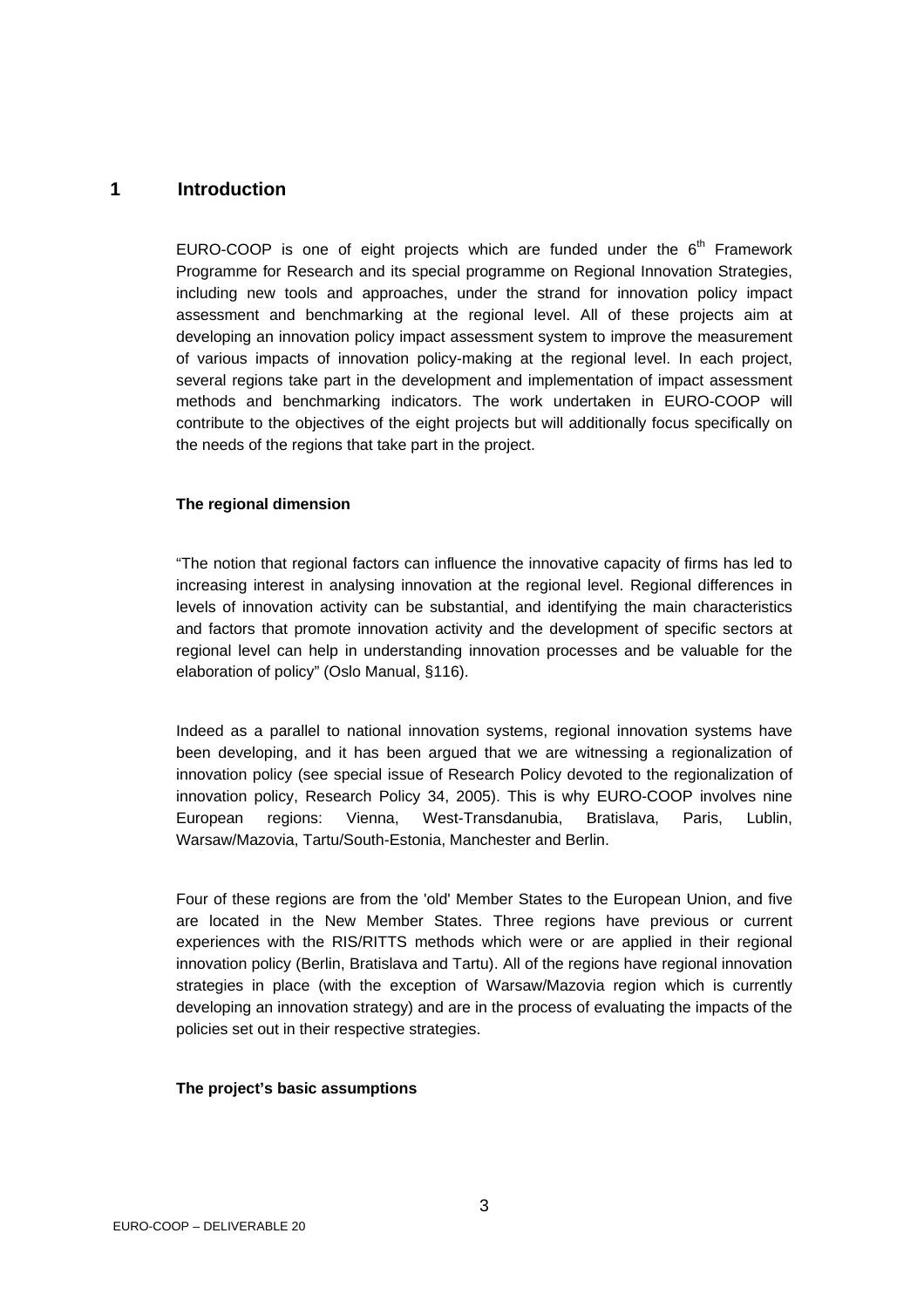# 1 Introduction

EURO-COOP is one of eight projects which are funded under the 6th Framework Programme for Research and its special programme on Regional Innovation Strategies, including new tools and approaches, under the strand for innovation policy impact assessment and benchmarking at the regional level. All of these projects aim at developing an innovation policy impact assessment system to improve the measurement of various impacts of innovation policy-making at the regional level. In each project, several regions take part in the development and implementation of impact assessment methods and benchmarking indicators. The work undertaken in EURO-COOP will contribute to the objectives of the eight projects but will additionally focus specifically on the needs of the regions that take part in the project.

**The regional dimension**

"The notion that regional factors can influence the innovative capacity of firms has led to increasing interest in analysing innovation at the regional level. Regional differences in levels of innovation activity can be substantial, and identifying the main characteristics and factors that promote innovation activity and the development of specific sectors at regional level can help in understanding innovation processes and be valuable for the elaboration of policy" (Oslo Manual, §116).

Indeed as a parallel to national innovation systems, regional innovation systems have been developing, and it has been argued that we are witnessing a regionalization of innovation policy (see special issue of Research Policy devoted to the regionalization of innovation policy, Research Policy 34, 2005). This is why EURO-COOP involves nine European regions: Vienna, West-Transdanubia, Bratislava, Paris, Lublin, Warsaw/Mazovia, Tartu/South-Estonia, Manchester and Berlin.

Four of these regions are from the 'old' Member States to the European Union, and five are located in the New Member States. Three regions have previous or current experiences with the RIS/RITTS methods which were or are applied in their regional innovation policy (Berlin, Bratislava and Tartu). All of the regions have regional innovation strategies in place (with the exception of Warsaw/Mazovia region which is currently developing an innovation strategy) and are in the process of evaluating the impacts of the policies set out in their respective strategies.

**The project's basic assumptions**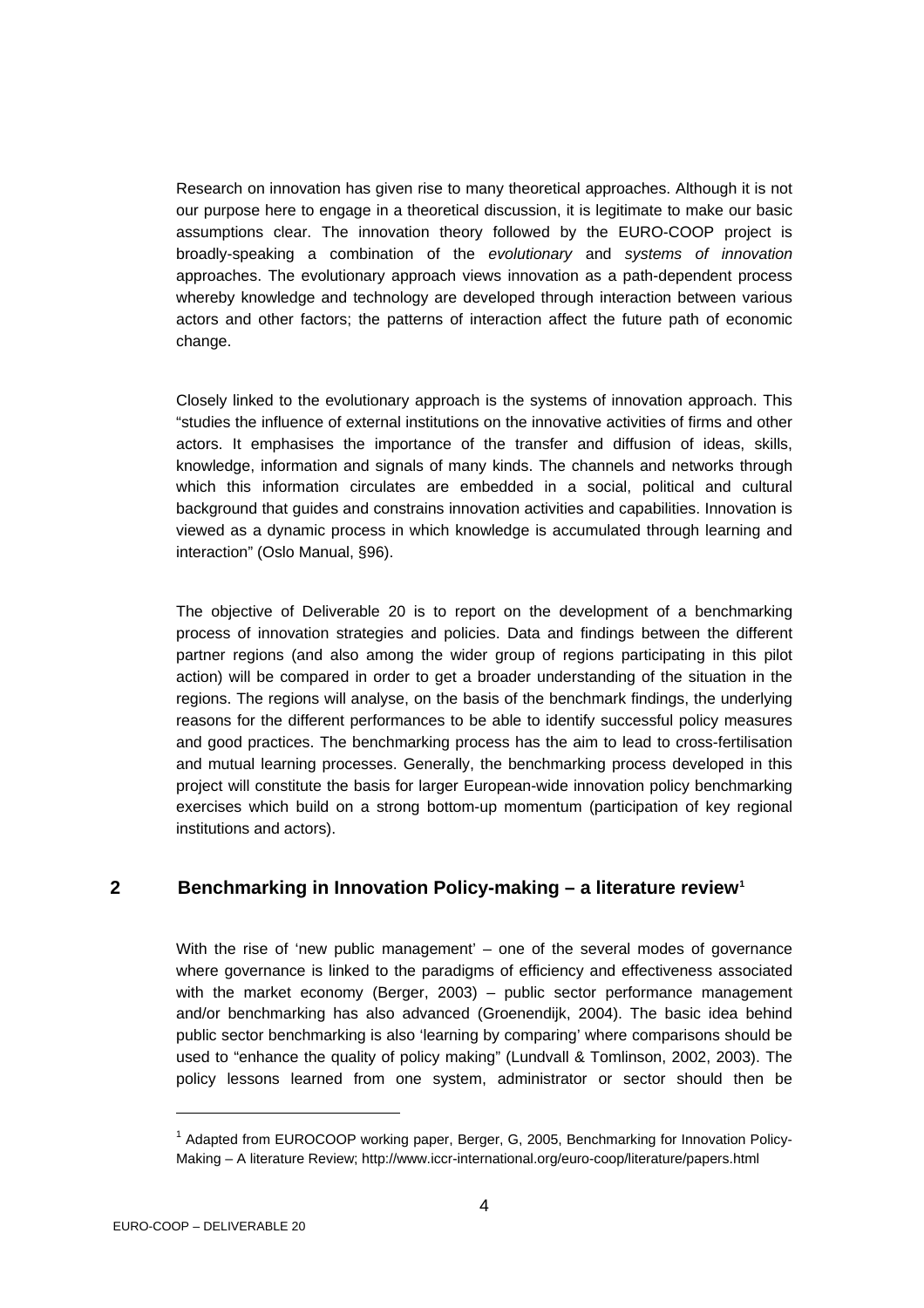Research on innovation has given rise to many theoretical approaches. Although it is not our purpose here to engage in a theoretical discussion, it is legitimate to make our basic assumptions clear. The innovation theory followed by the EURO-COOP project is broadly-speaking a combination of the *evolutionary* and *systems of innovation* approaches. The evolutionary approach views innovation as a path-dependent process whereby knowledge and technology are developed through interaction between various actors and other factors; the patterns of interaction affect the future path of economic change.

Closely linked to the evolutionary approach is the systems of innovation approach. This "studies the influence of external institutions on the innovative activities of firms and other actors. It emphasises the importance of the transfer and diffusion of ideas, skills, knowledge, information and signals of many kinds. The channels and networks through which this information circulates are embedded in a social, political and cultural background that guides and constrains innovation activities and capabilities. Innovation is viewed as a dynamic process in which knowledge is accumulated through learning and interaction" (Oslo Manual, §96).

The objective of Deliverable 20 is to report on the development of a benchmarking process of innovation strategies and policies. Data and findings between the different partner regions (and also among the wider group of regions participating in this pilot action) will be compared in order to get a broader understanding of the situation in the regions. The regions will analyse, on the basis of the benchmark findings, the underlying reasons for the different performances to be able to identify successful policy measures and good practices. The benchmarking process has the aim to lead to cross-fertilisation and mutual learning processes. Generally, the benchmarking process developed in this project will constitute the basis for larger European-wide innovation policy benchmarking exercises which build on a strong bottom-up momentum (participation of key regional institutions and actors).

## 2 Benchmarking in Innovation Policy-making – a literature review[1]

With the rise of 'new public management' – one of the several modes of governance where governance is linked to the paradigms of efficiency and effectiveness associated with the market economy (Berger, 2003) – public sector performance management and/or benchmarking has also advanced (Groenendijk, 2004). The basic idea behind public sector benchmarking is also 'learning by comparing' where comparisons should be used to "enhance the quality of policy making" (Lundvall & Tomlinson, 2002, 2003). The policy lessons learned from one system, administrator or sector should then be

[1] Adapted from EUROCOOP working paper, Berger, G, 2005, Benchmarking for Innovation Policy-Making – A literature Review; http://www.iccr-international.org/euro-coop/literature/papers.html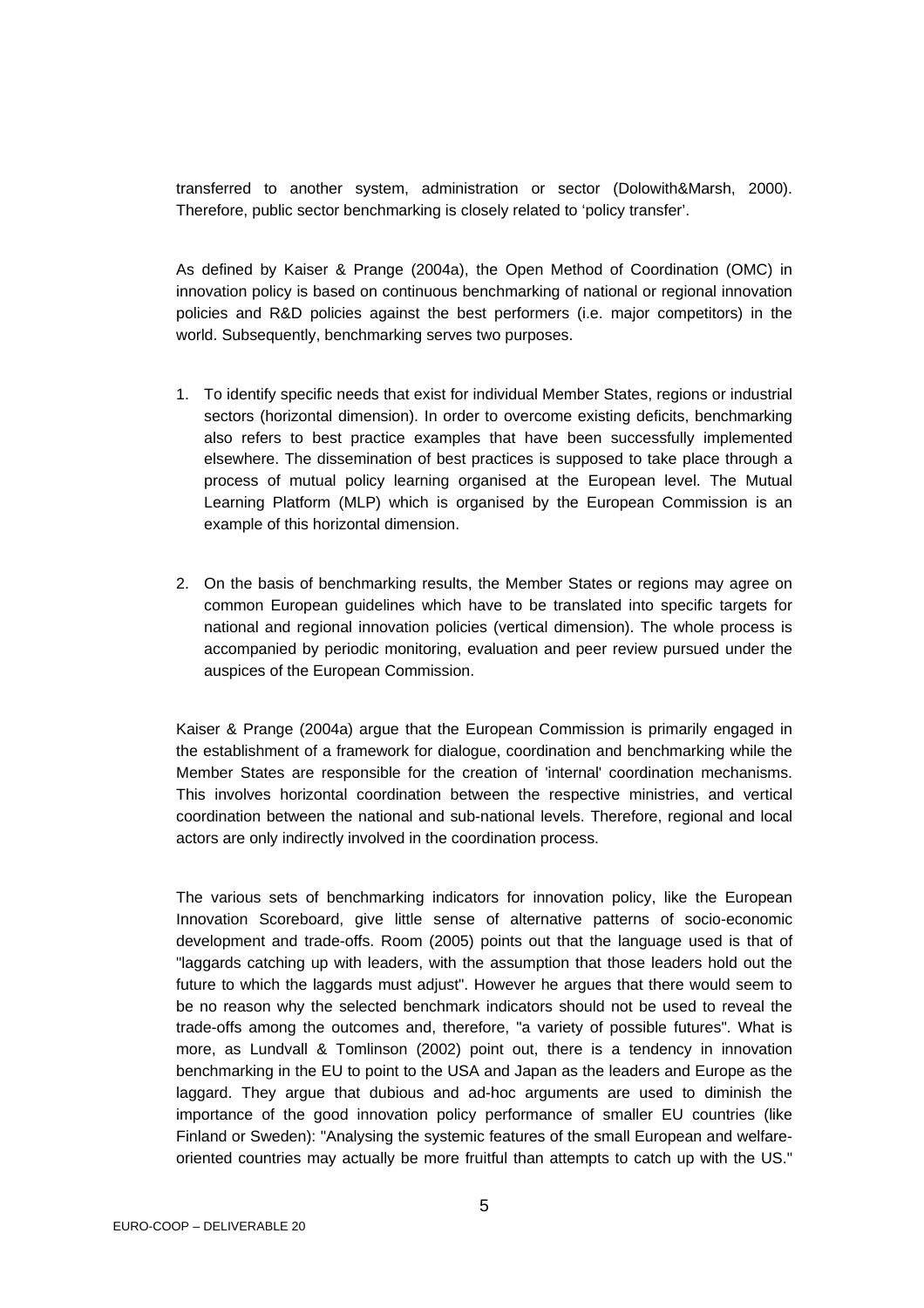transferred to another system, administration or sector (Dolowith&Marsh, 2000). Therefore, public sector benchmarking is closely related to 'policy transfer'.

As defined by Kaiser & Prange (2004a), the Open Method of Coordination (OMC) in innovation policy is based on continuous benchmarking of national or regional innovation policies and R&D policies against the best performers (i.e. major competitors) in the world. Subsequently, benchmarking serves two purposes.

1. To identify specific needs that exist for individual Member States, regions or industrial sectors (horizontal dimension). In order to overcome existing deficits, benchmarking also refers to best practice examples that have been successfully implemented elsewhere. The dissemination of best practices is supposed to take place through a process of mutual policy learning organised at the European level. The Mutual Learning Platform (MLP) which is organised by the European Commission is an example of this horizontal dimension.

2. On the basis of benchmarking results, the Member States or regions may agree on common European guidelines which have to be translated into specific targets for national and regional innovation policies (vertical dimension). The whole process is accompanied by periodic monitoring, evaluation and peer review pursued under the auspices of the European Commission.

Kaiser & Prange (2004a) argue that the European Commission is primarily engaged in the establishment of a framework for dialogue, coordination and benchmarking while the Member States are responsible for the creation of 'internal' coordination mechanisms. This involves horizontal coordination between the respective ministries, and vertical coordination between the national and sub-national levels. Therefore, regional and local actors are only indirectly involved in the coordination process.

The various sets of benchmarking indicators for innovation policy, like the European Innovation Scoreboard, give little sense of alternative patterns of socio-economic development and trade-offs. Room (2005) points out that the language used is that of "laggards catching up with leaders, with the assumption that those leaders hold out the future to which the laggards must adjust". However he argues that there would seem to be no reason why the selected benchmark indicators should not be used to reveal the trade-offs among the outcomes and, therefore, "a variety of possible futures". What is more, as Lundvall & Tomlinson (2002) point out, there is a tendency in innovation benchmarking in the EU to point to the USA and Japan as the leaders and Europe as the laggard. They argue that dubious and ad-hoc arguments are used to diminish the importance of the good innovation policy performance of smaller EU countries (like Finland or Sweden): "Analysing the systemic features of the small European and welfare-oriented countries may actually be more fruitful than attempts to catch up with the US."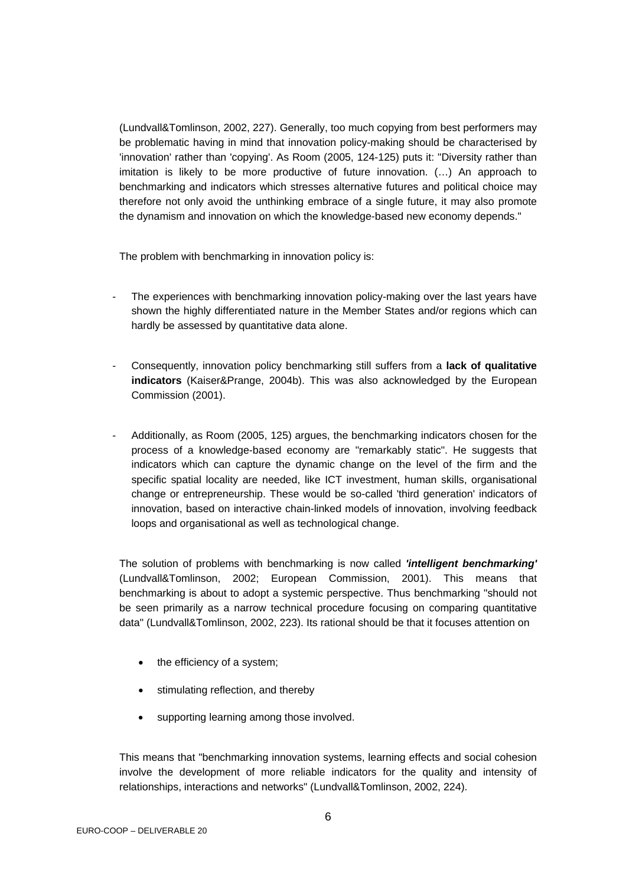(Lundvall&Tomlinson, 2002, 227). Generally, too much copying from best performers may be problematic having in mind that innovation policy-making should be characterised by 'innovation' rather than 'copying'. As Room (2005, 124-125) puts it: "Diversity rather than imitation is likely to be more productive of future innovation. (…) An approach to benchmarking and indicators which stresses alternative futures and political choice may therefore not only avoid the unthinking embrace of a single future, it may also promote the dynamism and innovation on which the knowledge-based new economy depends."

The problem with benchmarking in innovation policy is:

- The experiences with benchmarking innovation policy-making over the last years have shown the highly differentiated nature in the Member States and/or regions which can hardly be assessed by quantitative data alone.

- Consequently, innovation policy benchmarking still suffers from a **lack of qualitative indicators** (Kaiser&Prange, 2004b). This was also acknowledged by the European Commission (2001).

- Additionally, as Room (2005, 125) argues, the benchmarking indicators chosen for the process of a knowledge-based economy are "remarkably static". He suggests that indicators which can capture the dynamic change on the level of the firm and the specific spatial locality are needed, like ICT investment, human skills, organisational change or entrepreneurship. These would be so-called 'third generation' indicators of innovation, based on interactive chain-linked models of innovation, involving feedback loops and organisational as well as technological change.

The solution of problems with benchmarking is now called ***'intelligent benchmarking'*** (Lundvall&Tomlinson, 2002; European Commission, 2001). This means that benchmarking is about to adopt a systemic perspective. Thus benchmarking "should not be seen primarily as a narrow technical procedure focusing on comparing quantitative data" (Lundvall&Tomlinson, 2002, 223). Its rational should be that it focuses attention on

- the efficiency of a system;
- stimulating reflection, and thereby
- supporting learning among those involved.

This means that "benchmarking innovation systems, learning effects and social cohesion involve the development of more reliable indicators for the quality and intensity of relationships, interactions and networks" (Lundvall&Tomlinson, 2002, 224).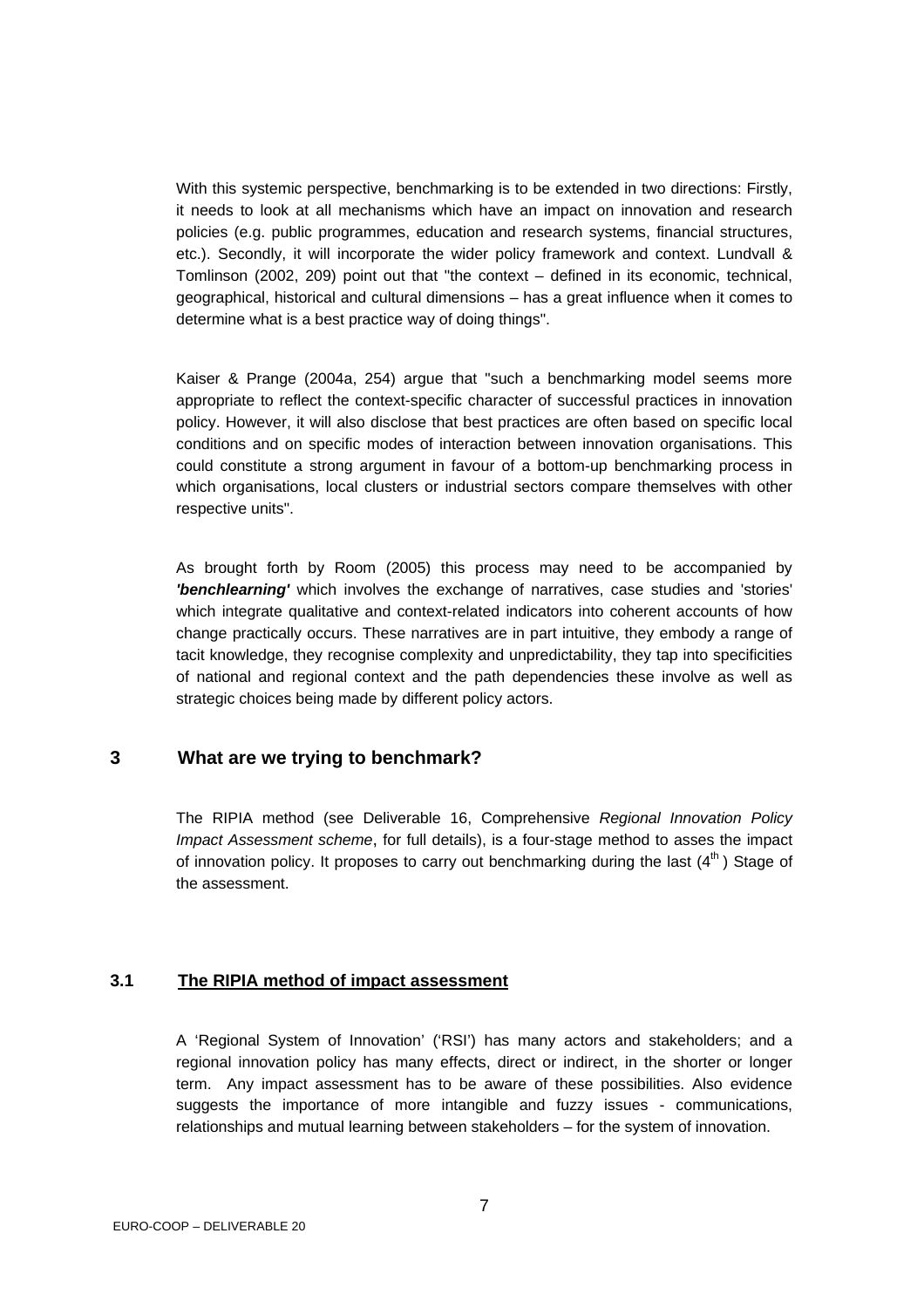With this systemic perspective, benchmarking is to be extended in two directions: Firstly, it needs to look at all mechanisms which have an impact on innovation and research policies (e.g. public programmes, education and research systems, financial structures, etc.). Secondly, it will incorporate the wider policy framework and context. Lundvall & Tomlinson (2002, 209) point out that "the context – defined in its economic, technical, geographical, historical and cultural dimensions – has a great influence when it comes to determine what is a best practice way of doing things".

Kaiser & Prange (2004a, 254) argue that "such a benchmarking model seems more appropriate to reflect the context-specific character of successful practices in innovation policy. However, it will also disclose that best practices are often based on specific local conditions and on specific modes of interaction between innovation organisations. This could constitute a strong argument in favour of a bottom-up benchmarking process in which organisations, local clusters or industrial sectors compare themselves with other respective units".

As brought forth by Room (2005) this process may need to be accompanied by ***'benchlearning'*** which involves the exchange of narratives, case studies and 'stories' which integrate qualitative and context-related indicators into coherent accounts of how change practically occurs. These narratives are in part intuitive, they embody a range of tacit knowledge, they recognise complexity and unpredictability, they tap into specificities of national and regional context and the path dependencies these involve as well as strategic choices being made by different policy actors.

## 3 What are we trying to benchmark?

The RIPIA method (see Deliverable 16, Comprehensive *Regional Innovation Policy Impact Assessment scheme*, for full details), is a four-stage method to asses the impact of innovation policy. It proposes to carry out benchmarking during the last (4th) Stage of the assessment.

### 3.1 The RIPIA method of impact assessment

A 'Regional System of Innovation' ('RSI') has many actors and stakeholders; and a regional innovation policy has many effects, direct or indirect, in the shorter or longer term. Any impact assessment has to be aware of these possibilities. Also evidence suggests the importance of more intangible and fuzzy issues - communications, relationships and mutual learning between stakeholders – for the system of innovation.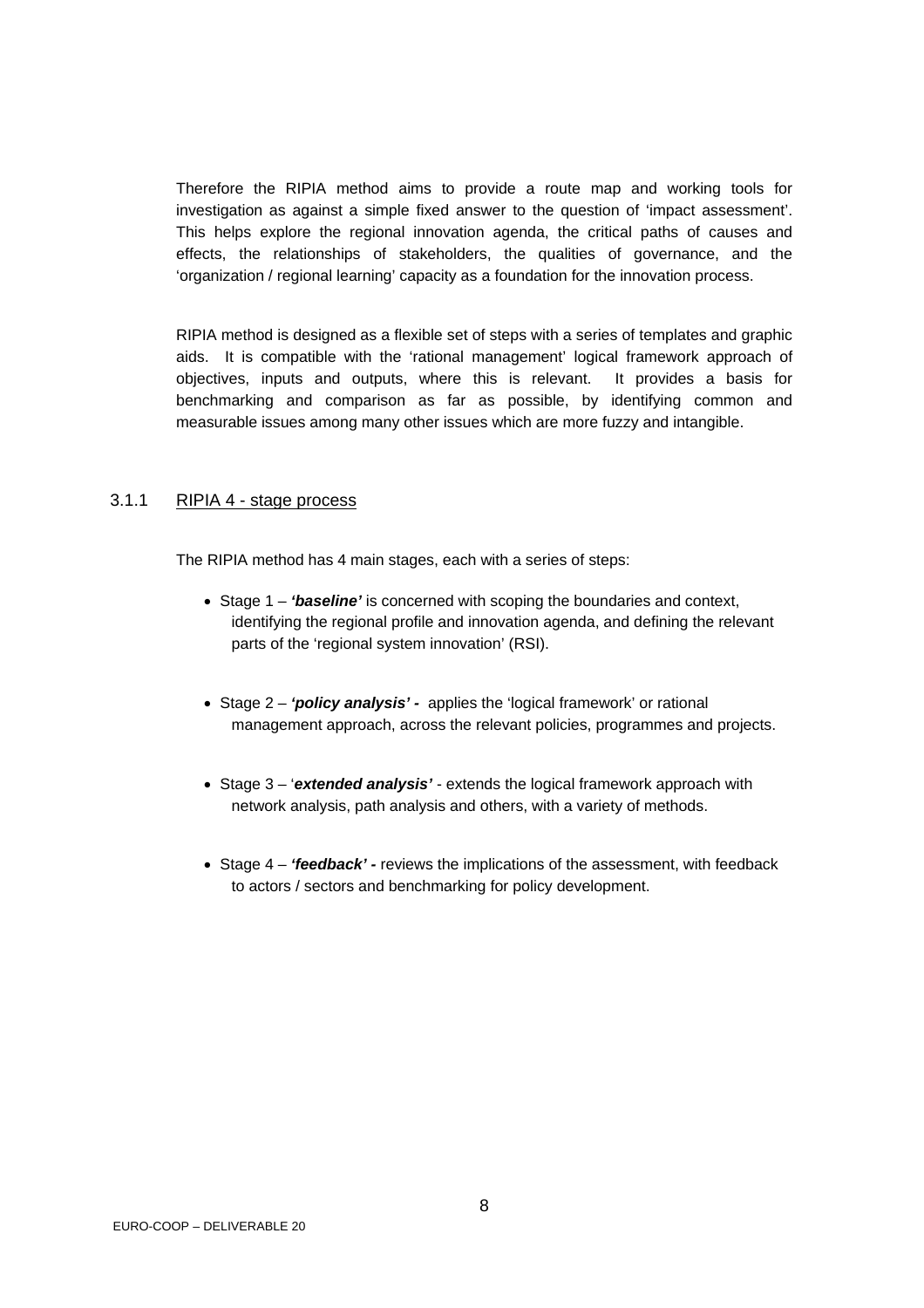Therefore the RIPIA method aims to provide a route map and working tools for investigation as against a simple fixed answer to the question of 'impact assessment'. This helps explore the regional innovation agenda, the critical paths of causes and effects, the relationships of stakeholders, the qualities of governance, and the 'organization / regional learning' capacity as a foundation for the innovation process.

RIPIA method is designed as a flexible set of steps with a series of templates and graphic aids. It is compatible with the 'rational management' logical framework approach of objectives, inputs and outputs, where this is relevant. It provides a basis for benchmarking and comparison as far as possible, by identifying common and measurable issues among many other issues which are more fuzzy and intangible.

### 3.1.1 RIPIA 4 - stage process

The RIPIA method has 4 main stages, each with a series of steps:

- Stage 1 – ***'baseline'*** is concerned with scoping the boundaries and context, identifying the regional profile and innovation agenda, and defining the relevant parts of the 'regional system innovation' (RSI).
- Stage 2 – ***'policy analysis' -*** applies the 'logical framework' or rational management approach, across the relevant policies, programmes and projects.
- Stage 3 – '***extended analysis'*** - extends the logical framework approach with network analysis, path analysis and others, with a variety of methods.
- Stage 4 – ***'feedback' -*** reviews the implications of the assessment, with feedback to actors / sectors and benchmarking for policy development.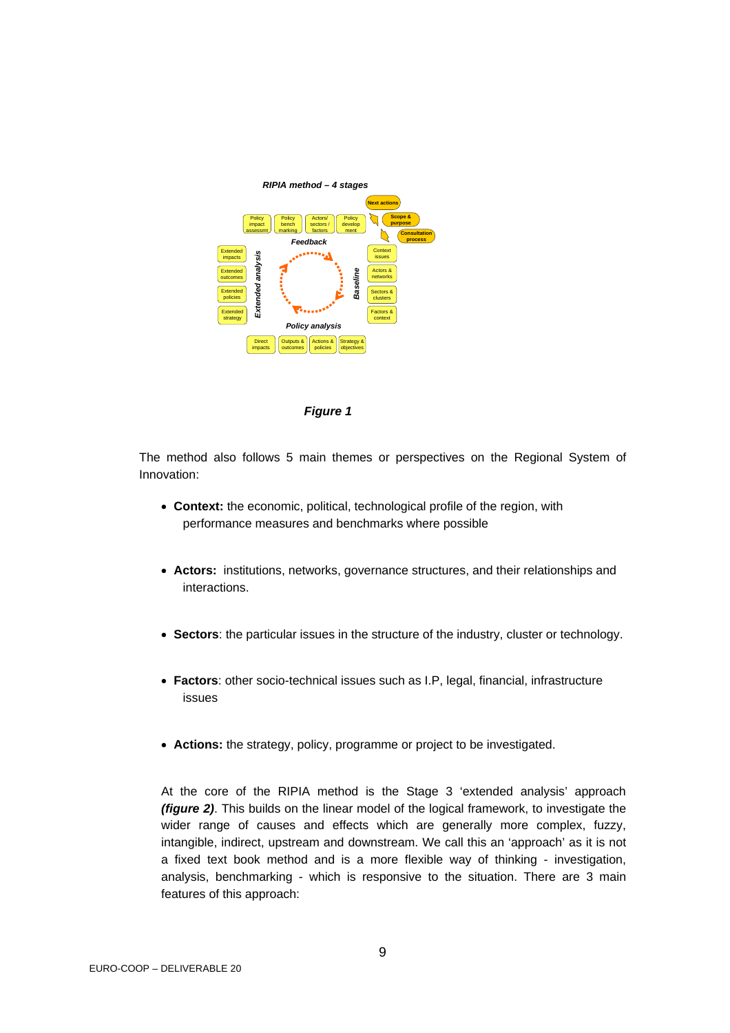*RIPIA method – 4 stages*

Next actions

Scope & purpose

Consultation process

Policy impact assessmt | Policy bench marking | Actors/ sectors / factors | Policy develop ment

Feedback

Extended impacts | Extended outcomes | Extended policies | Extended strategy

*Extended analysis*

*Baseline*

Context issues | Actors & networks | Sectors & clusters | Factors & context

*Policy analysis*

Direct impacts | Outputs & outcomes | Actions & policies | Strategy & objectives

***Figure 1***

The method also follows 5 main themes or perspectives on the Regional System of Innovation:

- **Context:** the economic, political, technological profile of the region, with performance measures and benchmarks where possible
- **Actors:** institutions, networks, governance structures, and their relationships and interactions.
- **Sectors**: the particular issues in the structure of the industry, cluster or technology.
- **Factors**: other socio-technical issues such as I.P, legal, financial, infrastructure issues
- **Actions:** the strategy, policy, programme or project to be investigated.

At the core of the RIPIA method is the Stage 3 'extended analysis' approach ***(figure 2)***. This builds on the linear model of the logical framework, to investigate the wider range of causes and effects which are generally more complex, fuzzy, intangible, indirect, upstream and downstream. We call this an 'approach' as it is not a fixed text book method and is a more flexible way of thinking - investigation, analysis, benchmarking - which is responsive to the situation. There are 3 main features of this approach: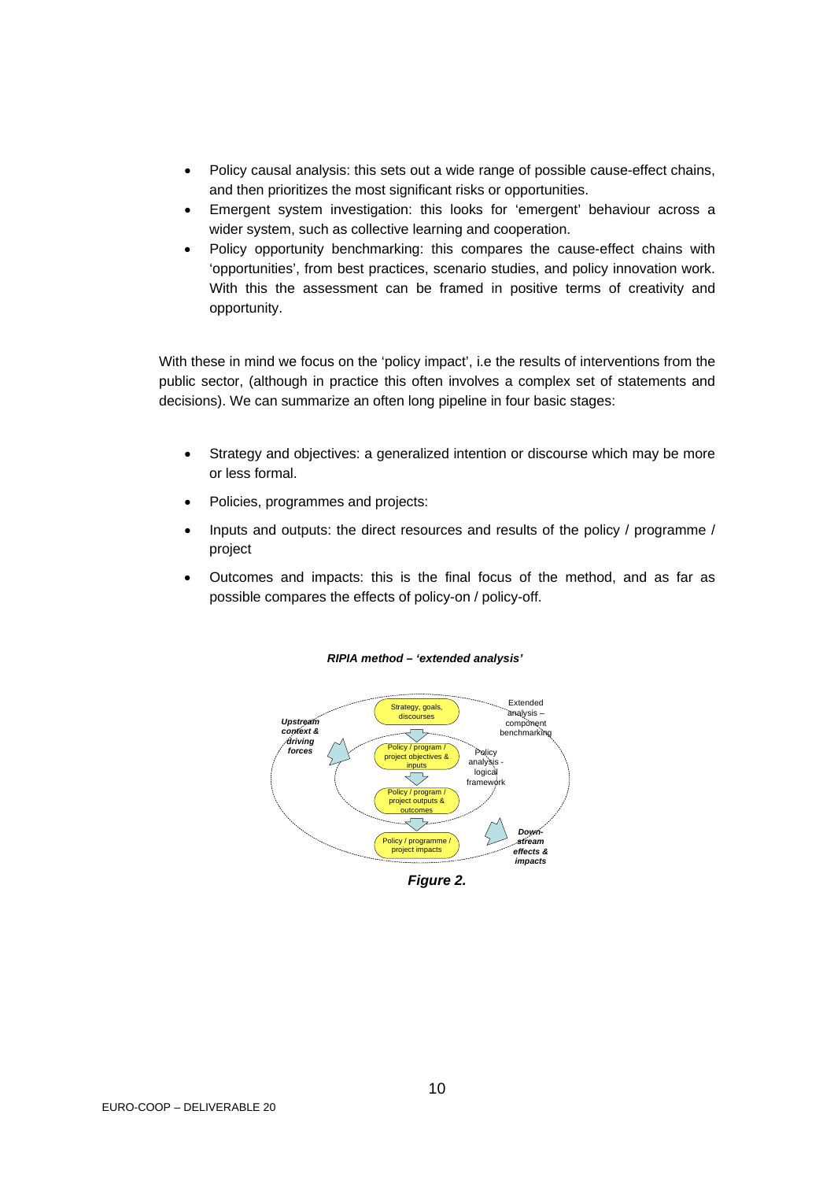- Policy causal analysis: this sets out a wide range of possible cause-effect chains, and then prioritizes the most significant risks or opportunities.
- Emergent system investigation: this looks for 'emergent' behaviour across a wider system, such as collective learning and cooperation.
- Policy opportunity benchmarking: this compares the cause-effect chains with 'opportunities', from best practices, scenario studies, and policy innovation work. With this the assessment can be framed in positive terms of creativity and opportunity.

With these in mind we focus on the 'policy impact', i.e the results of interventions from the public sector, (although in practice this often involves a complex set of statements and decisions). We can summarize an often long pipeline in four basic stages:

- Strategy and objectives: a generalized intention or discourse which may be more or less formal.
- Policies, programmes and projects:
- Inputs and outputs: the direct resources and results of the policy / programme / project
- Outcomes and impacts: this is the final focus of the method, and as far as possible compares the effects of policy-on / policy-off.

***RIPIA method – 'extended analysis'***

Strategy, goals, discourses

Policy / program / project objectives & inputs

Policy / program / project outputs & outcomes

Policy / programme / project impacts

***Upstream context & driving forces***

Extended analysis – component benchmarking

Policy analysis - logical framework

***Down-stream effects & impacts***

***Figure 2.***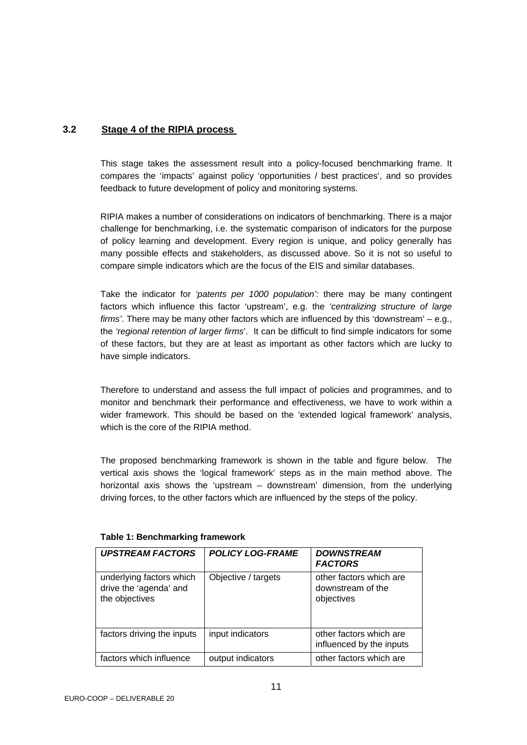## 3.2 Stage 4 of the RIPIA process

This stage takes the assessment result into a policy-focused benchmarking frame. It compares the 'impacts' against policy 'opportunities / best practices', and so provides feedback to future development of policy and monitoring systems.

RIPIA makes a number of considerations on indicators of benchmarking. There is a major challenge for benchmarking, i.e. the systematic comparison of indicators for the purpose of policy learning and development. Every region is unique, and policy generally has many possible effects and stakeholders, as discussed above. So it is not so useful to compare simple indicators which are the focus of the EIS and similar databases.

Take the indicator for *'patents per 1000 population':* there may be many contingent factors which influence this factor 'upstream', e.g. the *'centralizing structure of large firms'*. There may be many other factors which are influenced by this 'downstream' – e.g., the *'regional retention of larger firms*'. It can be difficult to find simple indicators for some of these factors, but they are at least as important as other factors which are lucky to have simple indicators.

Therefore to understand and assess the full impact of policies and programmes, and to monitor and benchmark their performance and effectiveness, we have to work within a wider framework. This should be based on the 'extended logical framework' analysis, which is the core of the RIPIA method.

The proposed benchmarking framework is shown in the table and figure below. The vertical axis shows the 'logical framework' steps as in the main method above. The horizontal axis shows the 'upstream – downstream' dimension, from the underlying driving forces, to the other factors which are influenced by the steps of the policy.

**Table 1: Benchmarking framework**

| ***UPSTREAM FACTORS*** | ***POLICY LOG-FRAME*** | ***DOWNSTREAM FACTORS*** |
|---|---|---|
| underlying factors which drive the 'agenda' and the objectives | Objective / targets | other factors which are downstream of the objectives |
| factors driving the inputs | input indicators | other factors which are influenced by the inputs |
| factors which influence | output indicators | other factors which are |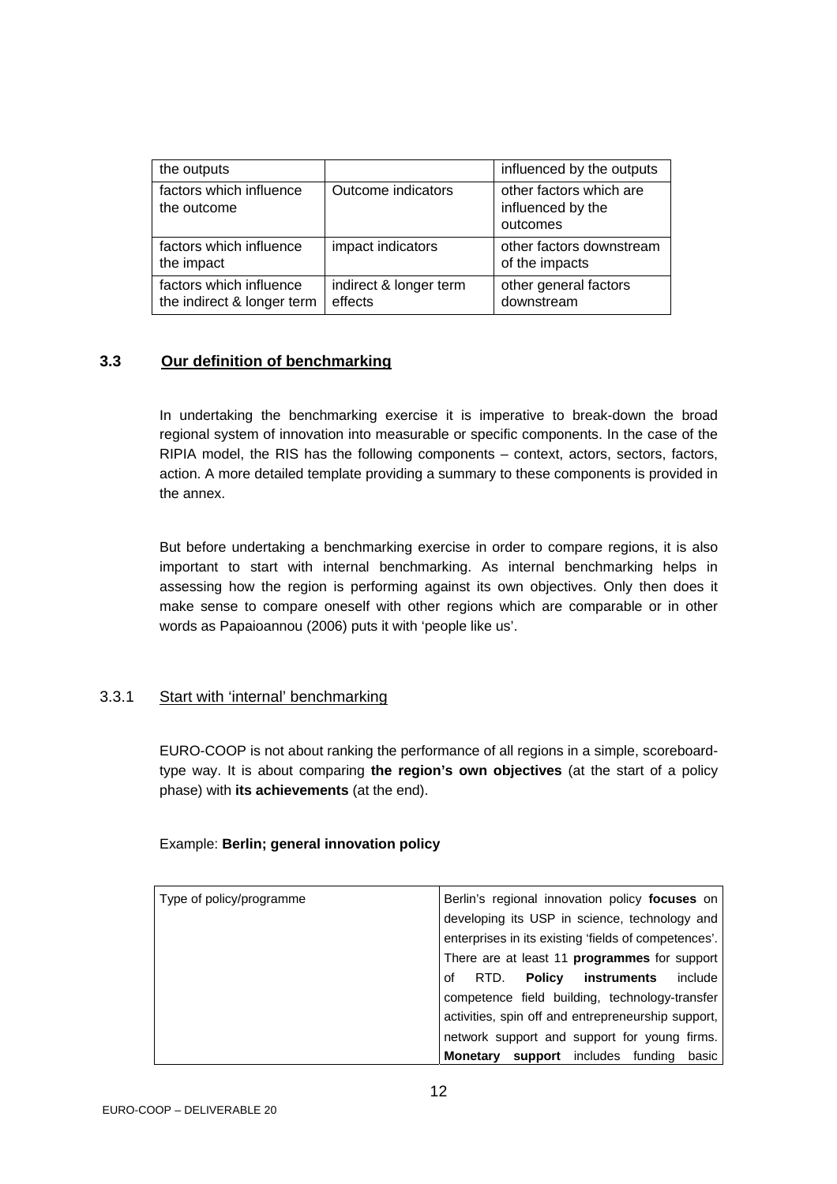| the outputs | | influenced by the outputs |
|---|---|---|
| factors which influence the outcome | Outcome indicators | other factors which are influenced by the outcomes |
| factors which influence the impact | impact indicators | other factors downstream of the impacts |
| factors which influence the indirect & longer term | indirect & longer term effects | other general factors downstream |

## 3.3 Our definition of benchmarking

In undertaking the benchmarking exercise it is imperative to break-down the broad regional system of innovation into measurable or specific components. In the case of the RIPIA model, the RIS has the following components – context, actors, sectors, factors, action. A more detailed template providing a summary to these components is provided in the annex.

But before undertaking a benchmarking exercise in order to compare regions, it is also important to start with internal benchmarking. As internal benchmarking helps in assessing how the region is performing against its own objectives. Only then does it make sense to compare oneself with other regions which are comparable or in other words as Papaioannou (2006) puts it with 'people like us'.

### 3.3.1 Start with 'internal' benchmarking

EURO-COOP is not about ranking the performance of all regions in a simple, scoreboard-type way. It is about comparing **the region's own objectives** (at the start of a policy phase) with **its achievements** (at the end).

Example: **Berlin; general innovation policy**

| Type of policy/programme | Berlin's regional innovation policy **focuses** on developing its USP in science, technology and enterprises in its existing 'fields of competences'. There are at least 11 **programmes** for support of RTD. **Policy instruments** include competence field building, technology-transfer activities, spin off and entrepreneurship support, network support and support for young firms. **Monetary support** includes funding basic |
|---|---|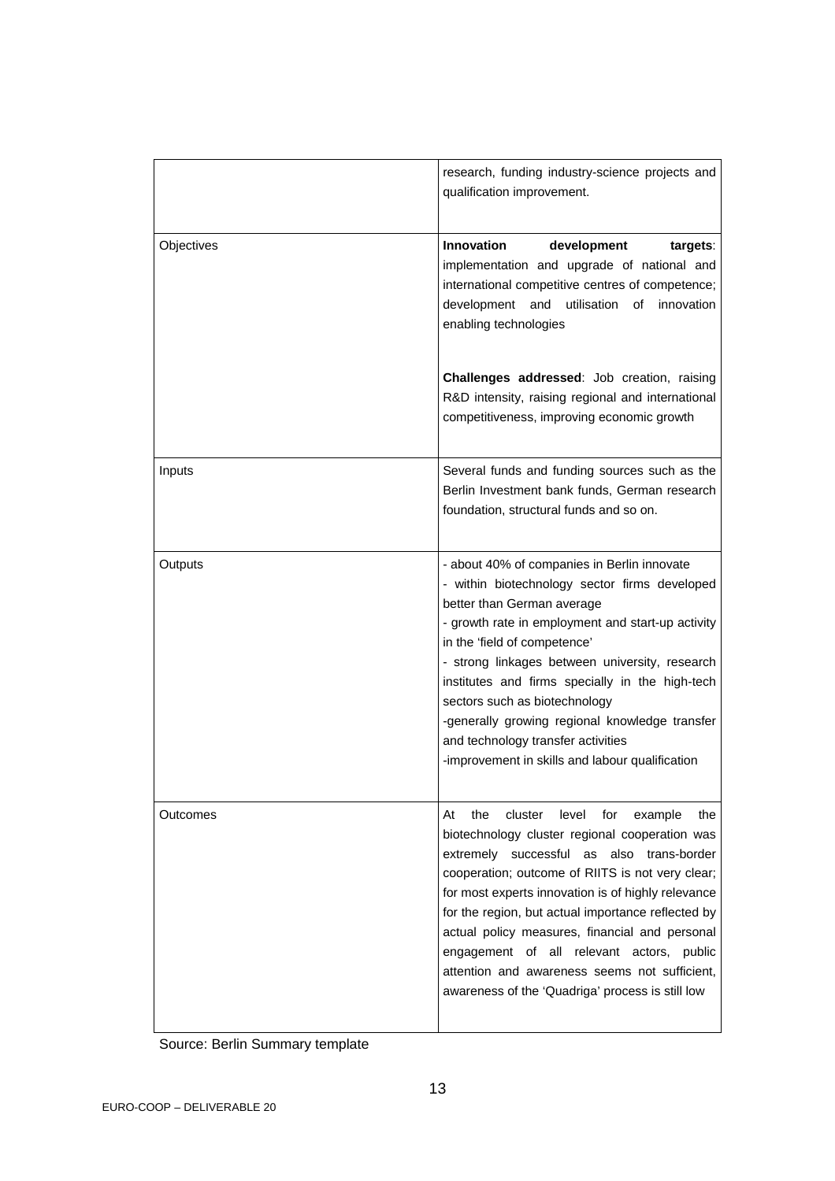|  |  |
|---|---|
|  | research, funding industry-science projects and qualification improvement. |
| Objectives | **Innovation development targets**: implementation and upgrade of national and international competitive centres of competence; development and utilisation of innovation enabling technologies<br><br>**Challenges addressed**: Job creation, raising R&D intensity, raising regional and international competitiveness, improving economic growth |
| Inputs | Several funds and funding sources such as the Berlin Investment bank funds, German research foundation, structural funds and so on. |
| Outputs | - about 40% of companies in Berlin innovate<br>- within biotechnology sector firms developed better than German average<br>- growth rate in employment and start-up activity in the 'field of competence'<br>- strong linkages between university, research institutes and firms specially in the high-tech sectors such as biotechnology<br>-generally growing regional knowledge transfer and technology transfer activities<br>-improvement in skills and labour qualification |
| Outcomes | At the cluster level for example the biotechnology cluster regional cooperation was extremely successful as also trans-border cooperation; outcome of RIITS is not very clear; for most experts innovation is of highly relevance for the region, but actual importance reflected by actual policy measures, financial and personal engagement of all relevant actors, public attention and awareness seems not sufficient, awareness of the 'Quadriga' process is still low |

Source: Berlin Summary template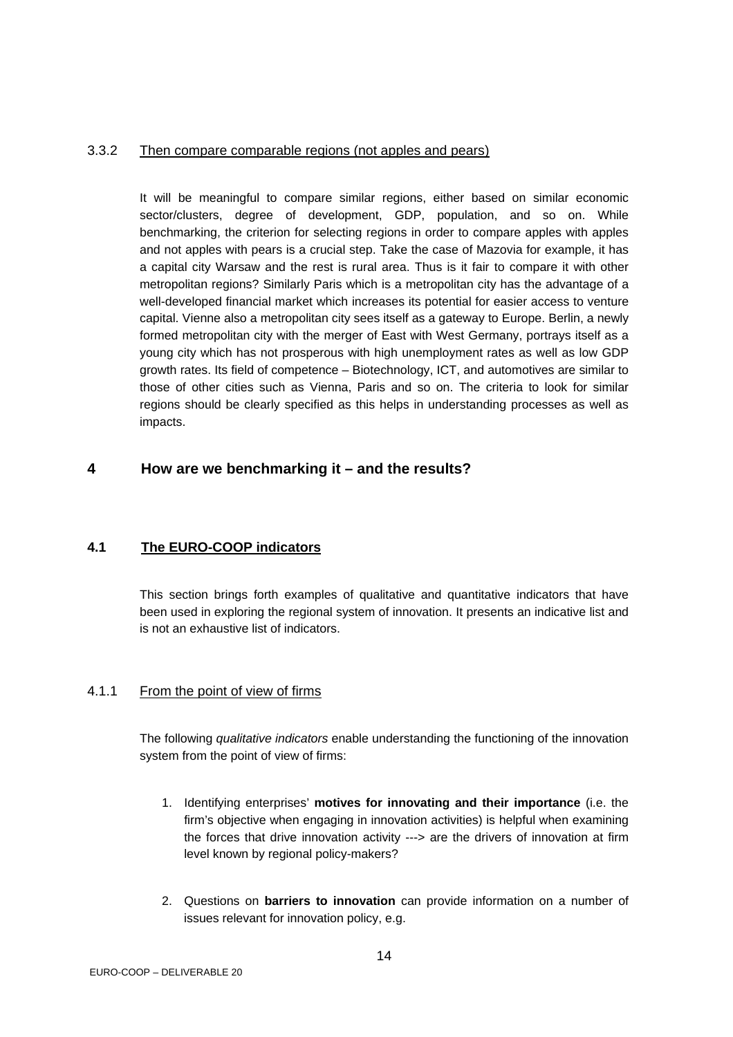#### 3.3.2 Then compare comparable regions (not apples and pears)

It will be meaningful to compare similar regions, either based on similar economic sector/clusters, degree of development, GDP, population, and so on. While benchmarking, the criterion for selecting regions in order to compare apples with apples and not apples with pears is a crucial step. Take the case of Mazovia for example, it has a capital city Warsaw and the rest is rural area. Thus is it fair to compare it with other metropolitan regions? Similarly Paris which is a metropolitan city has the advantage of a well-developed financial market which increases its potential for easier access to venture capital. Vienne also a metropolitan city sees itself as a gateway to Europe. Berlin, a newly formed metropolitan city with the merger of East with West Germany, portrays itself as a young city which has not prosperous with high unemployment rates as well as low GDP growth rates. Its field of competence – Biotechnology, ICT, and automotives are similar to those of other cities such as Vienna, Paris and so on. The criteria to look for similar regions should be clearly specified as this helps in understanding processes as well as impacts.

# 4 How are we benchmarking it – and the results?

## 4.1 The EURO-COOP indicators

This section brings forth examples of qualitative and quantitative indicators that have been used in exploring the regional system of innovation. It presents an indicative list and is not an exhaustive list of indicators.

#### 4.1.1 From the point of view of firms

The following *qualitative indicators* enable understanding the functioning of the innovation system from the point of view of firms:

1. Identifying enterprises' **motives for innovating and their importance** (i.e. the firm's objective when engaging in innovation activities) is helpful when examining the forces that drive innovation activity ---> are the drivers of innovation at firm level known by regional policy-makers?

2. Questions on **barriers to innovation** can provide information on a number of issues relevant for innovation policy, e.g.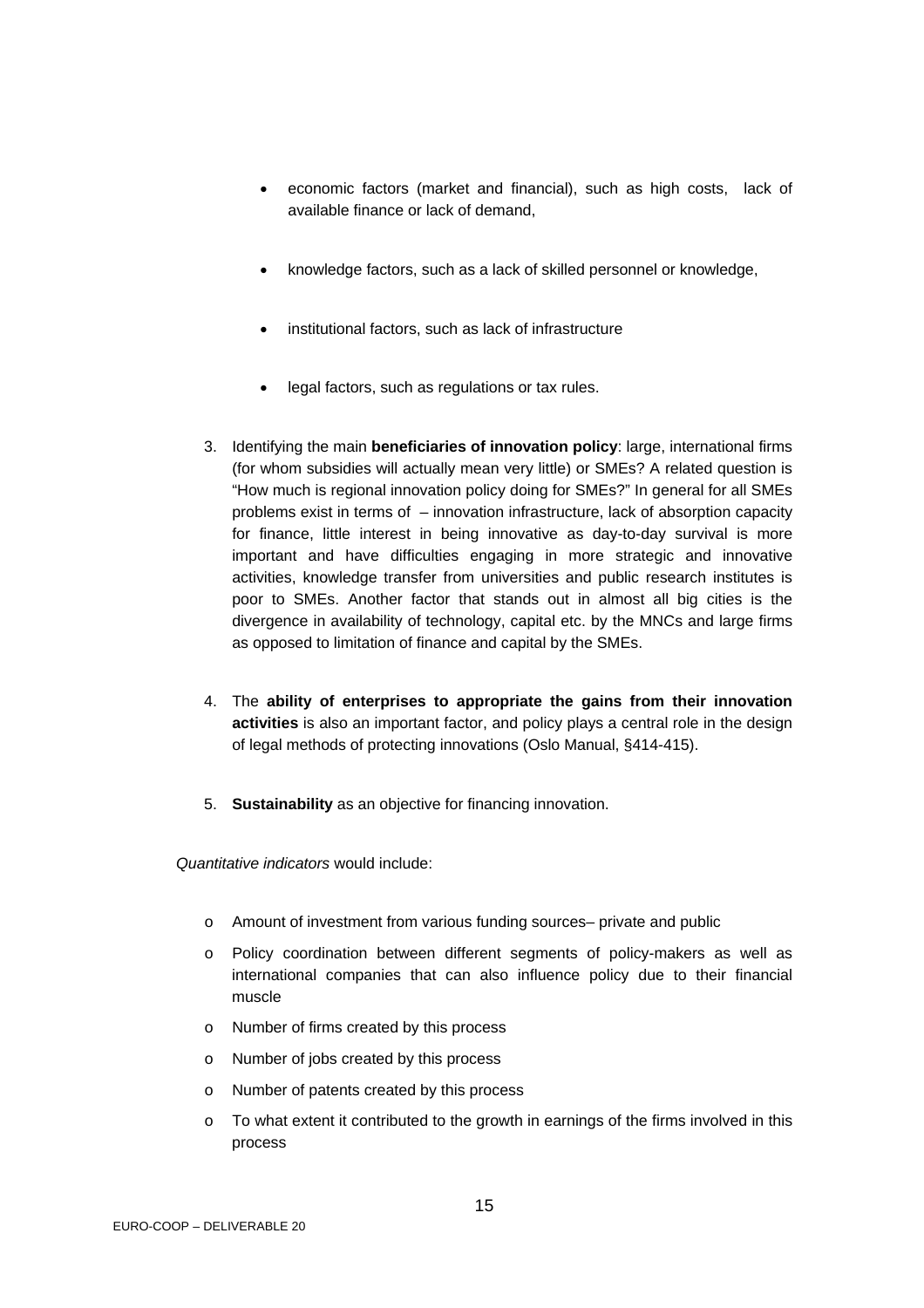- economic factors (market and financial), such as high costs, lack of available finance or lack of demand,
- knowledge factors, such as a lack of skilled personnel or knowledge,
- institutional factors, such as lack of infrastructure
- legal factors, such as regulations or tax rules.

3. Identifying the main **beneficiaries of innovation policy**: large, international firms (for whom subsidies will actually mean very little) or SMEs? A related question is "How much is regional innovation policy doing for SMEs?" In general for all SMEs problems exist in terms of – innovation infrastructure, lack of absorption capacity for finance, little interest in being innovative as day-to-day survival is more important and have difficulties engaging in more strategic and innovative activities, knowledge transfer from universities and public research institutes is poor to SMEs. Another factor that stands out in almost all big cities is the divergence in availability of technology, capital etc. by the MNCs and large firms as opposed to limitation of finance and capital by the SMEs.

4. The **ability of enterprises to appropriate the gains from their innovation activities** is also an important factor, and policy plays a central role in the design of legal methods of protecting innovations (Oslo Manual, §414-415).

5. **Sustainability** as an objective for financing innovation.

*Quantitative indicators* would include:

- Amount of investment from various funding sources– private and public
- Policy coordination between different segments of policy-makers as well as international companies that can also influence policy due to their financial muscle
- Number of firms created by this process
- Number of jobs created by this process
- Number of patents created by this process
- To what extent it contributed to the growth in earnings of the firms involved in this process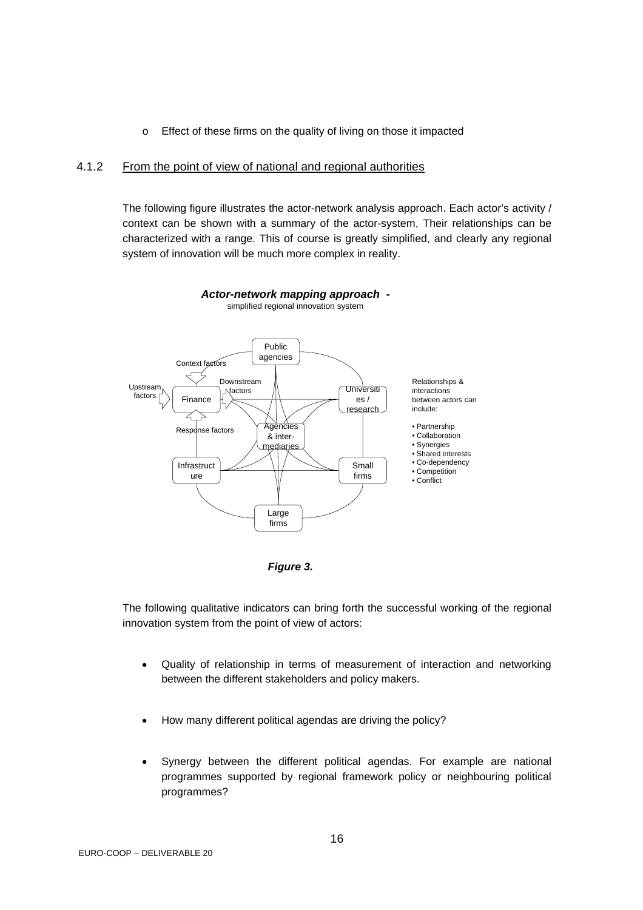- Effect of these firms on the quality of living on those it impacted

### 4.1.2 From the point of view of national and regional authorities

The following figure illustrates the actor-network analysis approach. Each actor's activity / context can be shown with a summary of the actor-system, Their relationships can be characterized with a range. This of course is greatly simplified, and clearly any regional system of innovation will be much more complex in reality.

***Actor-network mapping approach -***
simplified regional innovation system

Public agencies

Context factors

Upstream factors

Finance

Downstream factors

Universities / research

Response factors

Agencies & inter-mediaries

Infrastructure

Small firms

Large firms

Relationships & interactions between actors can include:

- Partnership
- Collaboration
- Synergies
- Shared interests
- Co-dependency
- Competition
- Conflict

***Figure 3.***

The following qualitative indicators can bring forth the successful working of the regional innovation system from the point of view of actors:

- Quality of relationship in terms of measurement of interaction and networking between the different stakeholders and policy makers.
- How many different political agendas are driving the policy?
- Synergy between the different political agendas. For example are national programmes supported by regional framework policy or neighbouring political programmes?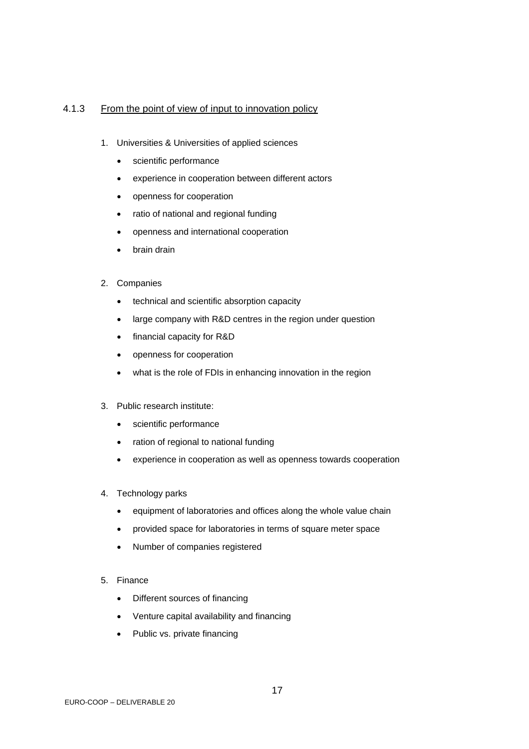### 4.1.3 From the point of view of input to innovation policy

1. Universities & Universities of applied sciences
   - scientific performance
   - experience in cooperation between different actors
   - openness for cooperation
   - ratio of national and regional funding
   - openness and international cooperation
   - brain drain

2. Companies
   - technical and scientific absorption capacity
   - large company with R&D centres in the region under question
   - financial capacity for R&D
   - openness for cooperation
   - what is the role of FDIs in enhancing innovation in the region

3. Public research institute:
   - scientific performance
   - ration of regional to national funding
   - experience in cooperation as well as openness towards cooperation

4. Technology parks
   - equipment of laboratories and offices along the whole value chain
   - provided space for laboratories in terms of square meter space
   - Number of companies registered

5. Finance
   - Different sources of financing
   - Venture capital availability and financing
   - Public vs. private financing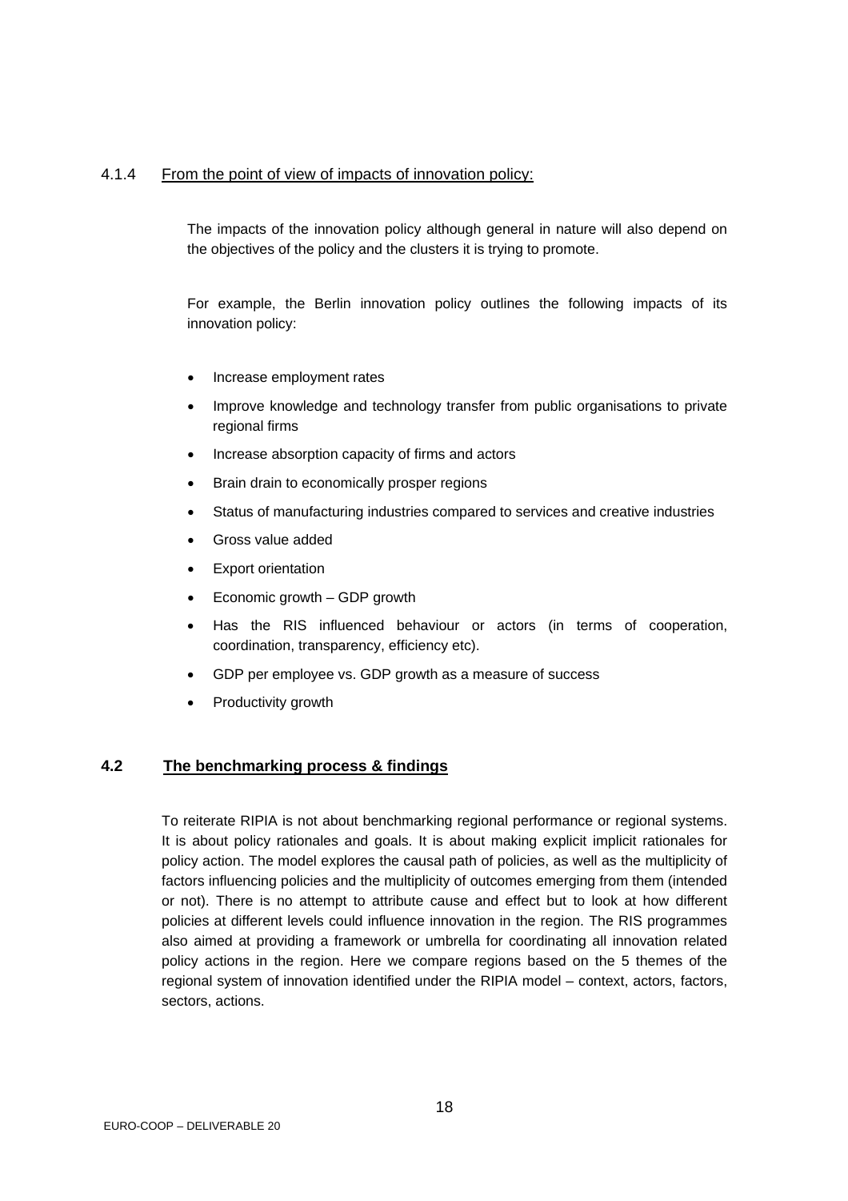#### 4.1.4 From the point of view of impacts of innovation policy:

The impacts of the innovation policy although general in nature will also depend on the objectives of the policy and the clusters it is trying to promote.

For example, the Berlin innovation policy outlines the following impacts of its innovation policy:

- Increase employment rates
- Improve knowledge and technology transfer from public organisations to private regional firms
- Increase absorption capacity of firms and actors
- Brain drain to economically prosper regions
- Status of manufacturing industries compared to services and creative industries
- Gross value added
- Export orientation
- Economic growth – GDP growth
- Has the RIS influenced behaviour or actors (in terms of cooperation, coordination, transparency, efficiency etc).
- GDP per employee vs. GDP growth as a measure of success
- Productivity growth

### 4.2 The benchmarking process & findings

To reiterate RIPIA is not about benchmarking regional performance or regional systems. It is about policy rationales and goals. It is about making explicit implicit rationales for policy action. The model explores the causal path of policies, as well as the multiplicity of factors influencing policies and the multiplicity of outcomes emerging from them (intended or not). There is no attempt to attribute cause and effect but to look at how different policies at different levels could influence innovation in the region. The RIS programmes also aimed at providing a framework or umbrella for coordinating all innovation related policy actions in the region. Here we compare regions based on the 5 themes of the regional system of innovation identified under the RIPIA model – context, actors, factors, sectors, actions.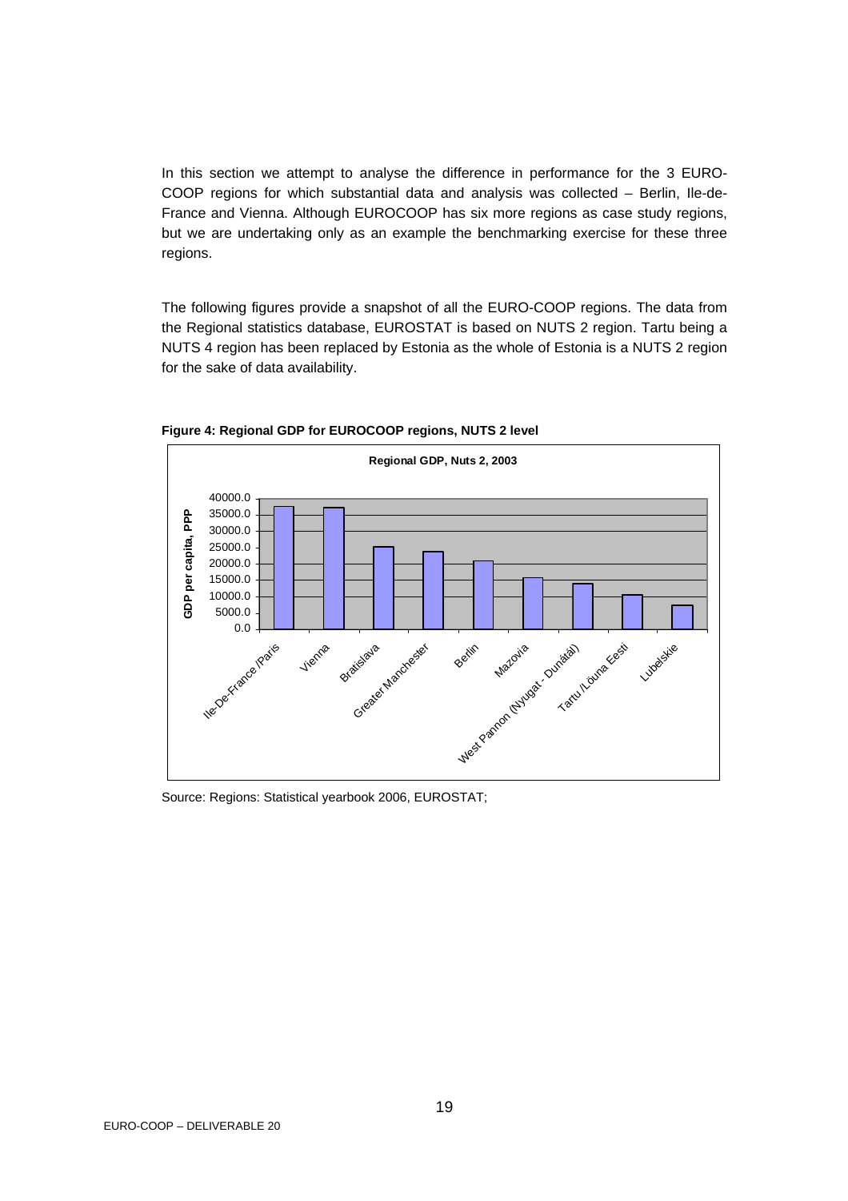In this section we attempt to analyse the difference in performance for the 3 EURO-COOP regions for which substantial data and analysis was collected – Berlin, Ile-de-France and Vienna. Although EUROCOOP has six more regions as case study regions, but we are undertaking only as an example the benchmarking exercise for these three regions.

The following figures provide a snapshot of all the EURO-COOP regions. The data from the Regional statistics database, EUROSTAT is based on NUTS 2 region. Tartu being a NUTS 4 region has been replaced by Estonia as the whole of Estonia is a NUTS 2 region for the sake of data availability.

**Figure 4: Regional GDP for EUROCOOP regions, NUTS 2 level**

Source: Regions: Statistical yearbook 2006, EUROSTAT;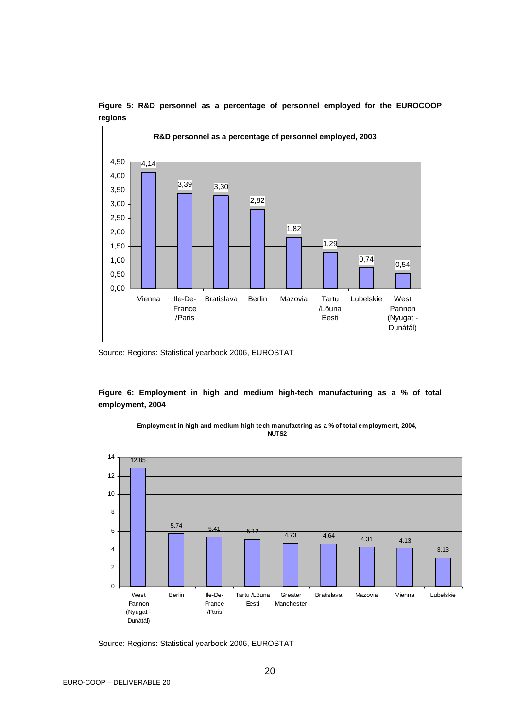**Figure 5: R&D personnel as a percentage of personnel employed for the EUROCOOP regions**

R&D personnel as a percentage of personnel employed, 2003

| Region | Value |
|---|---|
| Vienna | 4,14 |
| Ile-De-France /Paris | 3,39 |
| Bratislava | 3,30 |
| Berlin | 2,82 |
| Mazovia | 1,82 |
| Tartu /Löuna Eesti | 1,29 |
| Lubelskie | 0,74 |
| West Pannon (Nyugat - Dunátál) | 0,54 |

Source: Regions: Statistical yearbook 2006, EUROSTAT

**Figure 6: Employment in high and medium high-tech manufacturing as a % of total employment, 2004**

Employment in high and medium high tech manufactring as a % of total employment, 2004, NUTS2

| Region | Value |
|---|---|
| West Pannon (Nyugat - Dunátál) | 12.85 |
| Berlin | 5.74 |
| Ile-De-France /Paris | 5.41 |
| Tartu /Löuna Eesti | 5.12 |
| Greater Manchester | 4.73 |
| Bratislava | 4.64 |
| Mazovia | 4.31 |
| Vienna | 4.13 |
| Lubelskie | 3.13 |

Source: Regions: Statistical yearbook 2006, EUROSTAT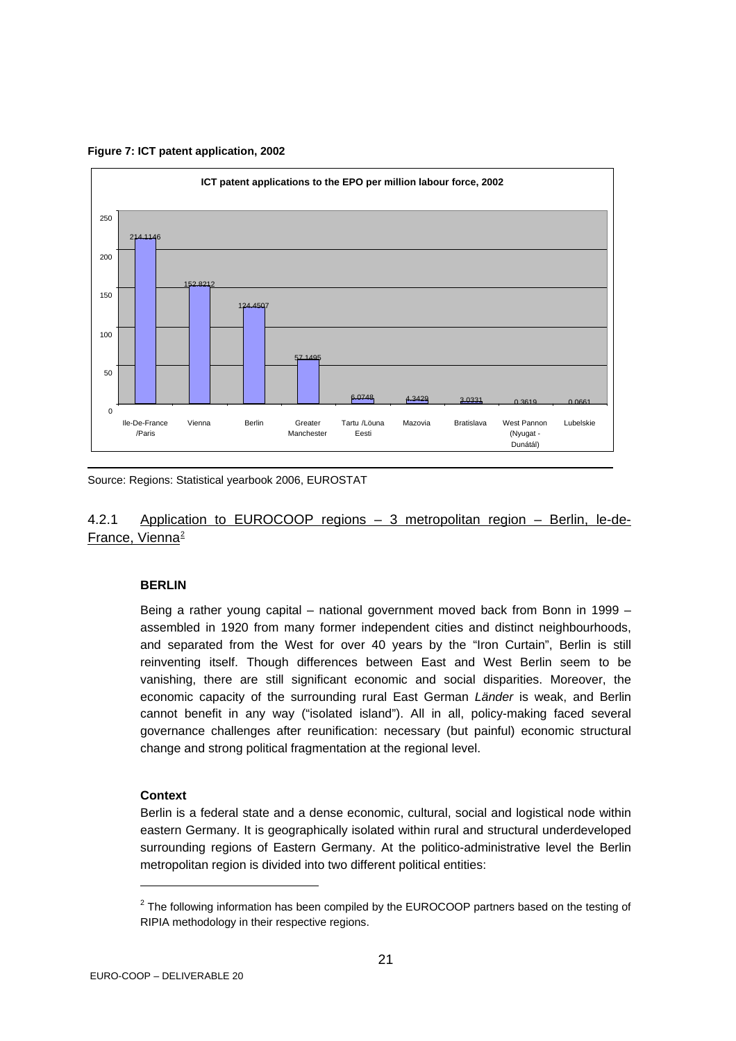**Figure 7: ICT patent application, 2002**

ICT patent applications to the EPO per million labour force, 2002

| Region | Value |
| --- | --- |
| Ile-De-France /Paris | 214.1146 |
| Vienna | 152.8212 |
| Berlin | 124.4507 |
| Greater Manchester | 57.1495 |
| Tartu /Lõuna Eesti | 6.0748 |
| Mazovia | 4.3429 |
| Bratislava | 2.0331 |
| West Pannon (Nyugat - Dunátál) | 0.3619 |
| Lubelskie | 0.0661 |

Source: Regions: Statistical yearbook 2006, EUROSTAT

### 4.2.1 Application to EUROCOOP regions – 3 metropolitan region – Berlin, le-de-France, Vienna[2]

**BERLIN**

Being a rather young capital – national government moved back from Bonn in 1999 – assembled in 1920 from many former independent cities and distinct neighbourhoods, and separated from the West for over 40 years by the "Iron Curtain", Berlin is still reinventing itself. Though differences between East and West Berlin seem to be vanishing, there are still significant economic and social disparities. Moreover, the economic capacity of the surrounding rural East German *Länder* is weak, and Berlin cannot benefit in any way ("isolated island"). All in all, policy-making faced several governance challenges after reunification: necessary (but painful) economic structural change and strong political fragmentation at the regional level.

**Context**

Berlin is a federal state and a dense economic, cultural, social and logistical node within eastern Germany. It is geographically isolated within rural and structural underdeveloped surrounding regions of Eastern Germany. At the politico-administrative level the Berlin metropolitan region is divided into two different political entities:

[2] The following information has been compiled by the EUROCOOP partners based on the testing of RIPIA methodology in their respective regions.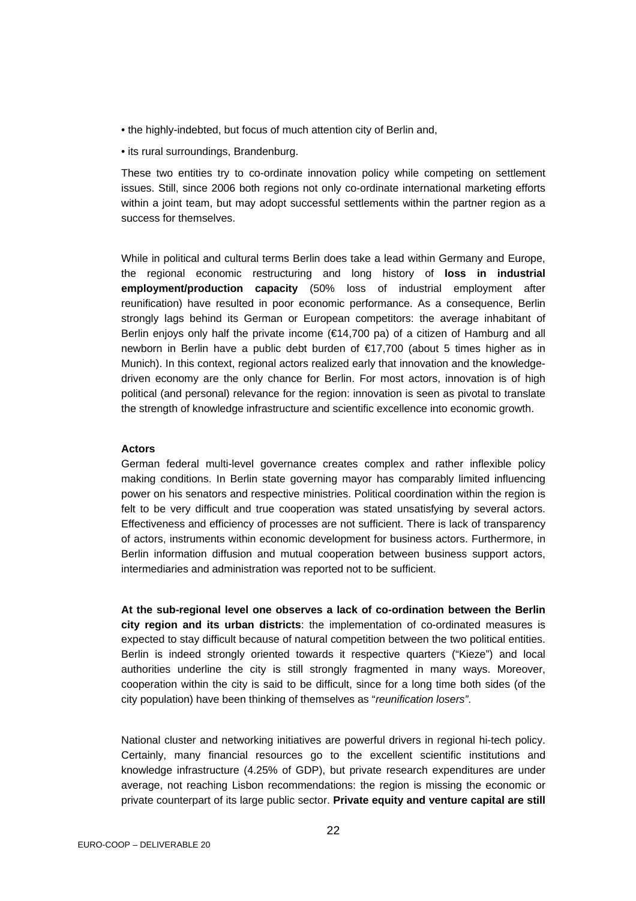- the highly-indebted, but focus of much attention city of Berlin and,
- its rural surroundings, Brandenburg.

These two entities try to co-ordinate innovation policy while competing on settlement issues. Still, since 2006 both regions not only co-ordinate international marketing efforts within a joint team, but may adopt successful settlements within the partner region as a success for themselves.

While in political and cultural terms Berlin does take a lead within Germany and Europe, the regional economic restructuring and long history of **loss in industrial employment/production capacity** (50% loss of industrial employment after reunification) have resulted in poor economic performance. As a consequence, Berlin strongly lags behind its German or European competitors: the average inhabitant of Berlin enjoys only half the private income (€14,700 pa) of a citizen of Hamburg and all newborn in Berlin have a public debt burden of €17,700 (about 5 times higher as in Munich). In this context, regional actors realized early that innovation and the knowledge-driven economy are the only chance for Berlin. For most actors, innovation is of high political (and personal) relevance for the region: innovation is seen as pivotal to translate the strength of knowledge infrastructure and scientific excellence into economic growth.

**Actors**

German federal multi-level governance creates complex and rather inflexible policy making conditions. In Berlin state governing mayor has comparably limited influencing power on his senators and respective ministries. Political coordination within the region is felt to be very difficult and true cooperation was stated unsatisfying by several actors. Effectiveness and efficiency of processes are not sufficient. There is lack of transparency of actors, instruments within economic development for business actors. Furthermore, in Berlin information diffusion and mutual cooperation between business support actors, intermediaries and administration was reported not to be sufficient.

**At the sub-regional level one observes a lack of co-ordination between the Berlin city region and its urban districts**: the implementation of co-ordinated measures is expected to stay difficult because of natural competition between the two political entities. Berlin is indeed strongly oriented towards it respective quarters ("Kieze") and local authorities underline the city is still strongly fragmented in many ways. Moreover, cooperation within the city is said to be difficult, since for a long time both sides (of the city population) have been thinking of themselves as "*reunification losers"*.

National cluster and networking initiatives are powerful drivers in regional hi-tech policy. Certainly, many financial resources go to the excellent scientific institutions and knowledge infrastructure (4.25% of GDP), but private research expenditures are under average, not reaching Lisbon recommendations: the region is missing the economic or private counterpart of its large public sector. **Private equity and venture capital are still**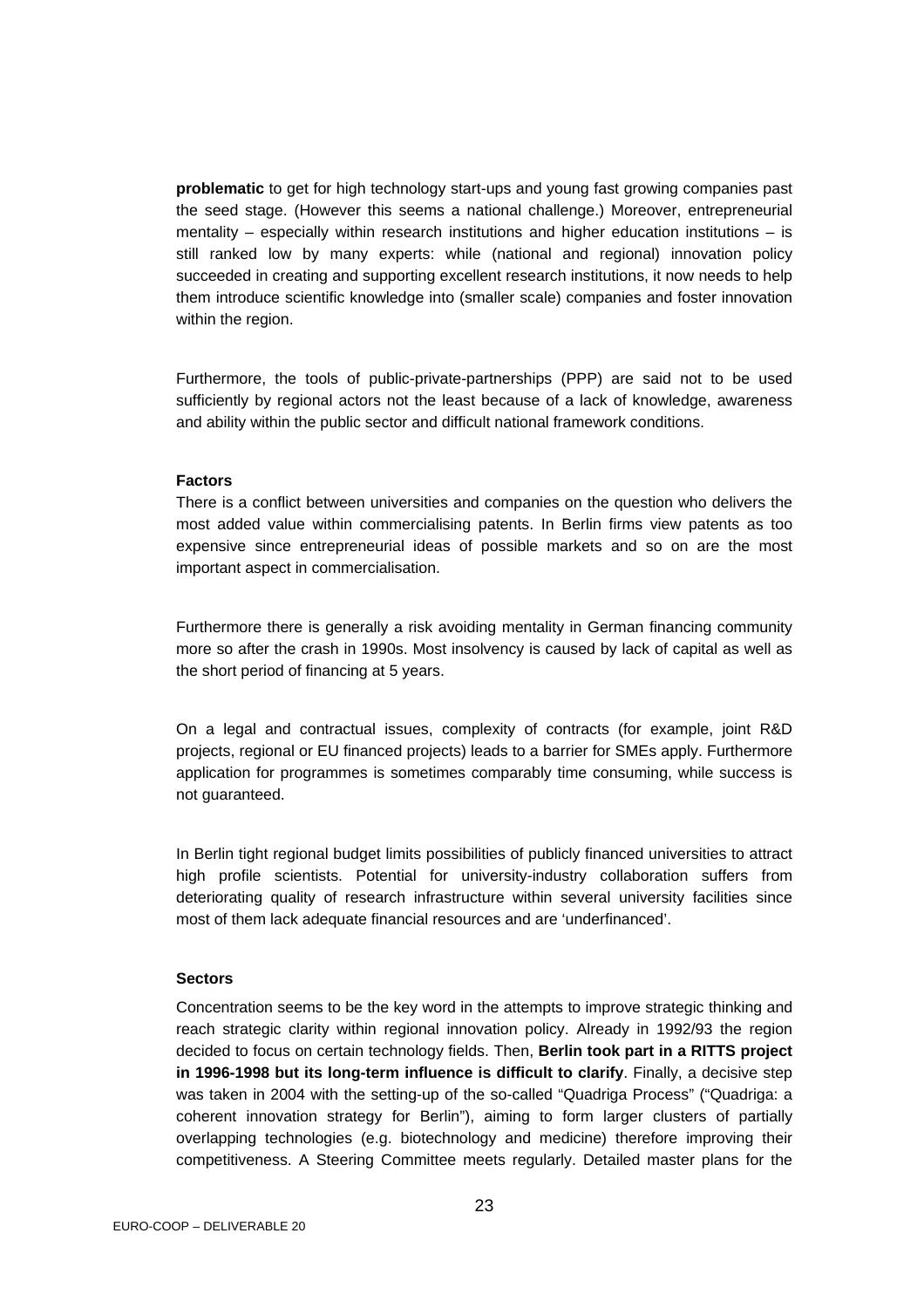**problematic** to get for high technology start-ups and young fast growing companies past the seed stage. (However this seems a national challenge.) Moreover, entrepreneurial mentality – especially within research institutions and higher education institutions – is still ranked low by many experts: while (national and regional) innovation policy succeeded in creating and supporting excellent research institutions, it now needs to help them introduce scientific knowledge into (smaller scale) companies and foster innovation within the region.

Furthermore, the tools of public-private-partnerships (PPP) are said not to be used sufficiently by regional actors not the least because of a lack of knowledge, awareness and ability within the public sector and difficult national framework conditions.

**Factors**

There is a conflict between universities and companies on the question who delivers the most added value within commercialising patents. In Berlin firms view patents as too expensive since entrepreneurial ideas of possible markets and so on are the most important aspect in commercialisation.

Furthermore there is generally a risk avoiding mentality in German financing community more so after the crash in 1990s. Most insolvency is caused by lack of capital as well as the short period of financing at 5 years.

On a legal and contractual issues, complexity of contracts (for example, joint R&D projects, regional or EU financed projects) leads to a barrier for SMEs apply. Furthermore application for programmes is sometimes comparably time consuming, while success is not guaranteed.

In Berlin tight regional budget limits possibilities of publicly financed universities to attract high profile scientists. Potential for university-industry collaboration suffers from deteriorating quality of research infrastructure within several university facilities since most of them lack adequate financial resources and are 'underfinanced'.

**Sectors**

Concentration seems to be the key word in the attempts to improve strategic thinking and reach strategic clarity within regional innovation policy. Already in 1992/93 the region decided to focus on certain technology fields. Then, **Berlin took part in a RITTS project in 1996-1998 but its long-term influence is difficult to clarify**. Finally, a decisive step was taken in 2004 with the setting-up of the so-called "Quadriga Process" ("Quadriga: a coherent innovation strategy for Berlin"), aiming to form larger clusters of partially overlapping technologies (e.g. biotechnology and medicine) therefore improving their competitiveness. A Steering Committee meets regularly. Detailed master plans for the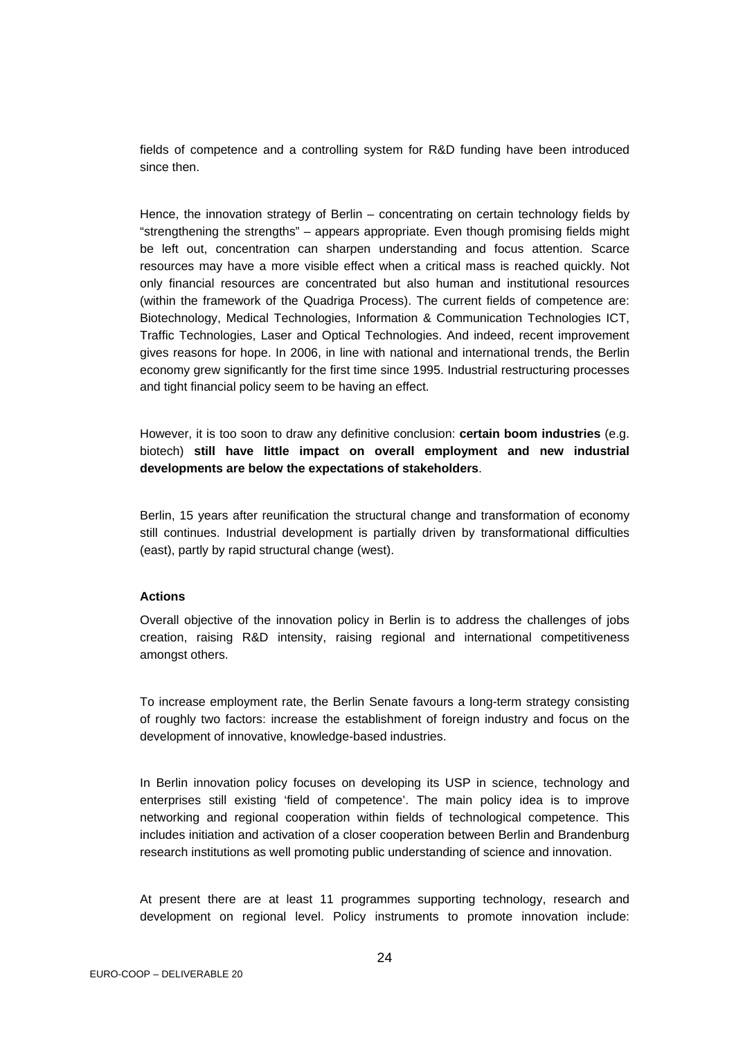fields of competence and a controlling system for R&D funding have been introduced since then.

Hence, the innovation strategy of Berlin – concentrating on certain technology fields by "strengthening the strengths" – appears appropriate. Even though promising fields might be left out, concentration can sharpen understanding and focus attention. Scarce resources may have a more visible effect when a critical mass is reached quickly. Not only financial resources are concentrated but also human and institutional resources (within the framework of the Quadriga Process). The current fields of competence are: Biotechnology, Medical Technologies, Information & Communication Technologies ICT, Traffic Technologies, Laser and Optical Technologies. And indeed, recent improvement gives reasons for hope. In 2006, in line with national and international trends, the Berlin economy grew significantly for the first time since 1995. Industrial restructuring processes and tight financial policy seem to be having an effect.

However, it is too soon to draw any definitive conclusion: **certain boom industries** (e.g. biotech) **still have little impact on overall employment and new industrial developments are below the expectations of stakeholders**.

Berlin, 15 years after reunification the structural change and transformation of economy still continues. Industrial development is partially driven by transformational difficulties (east), partly by rapid structural change (west).

**Actions**

Overall objective of the innovation policy in Berlin is to address the challenges of jobs creation, raising R&D intensity, raising regional and international competitiveness amongst others.

To increase employment rate, the Berlin Senate favours a long-term strategy consisting of roughly two factors: increase the establishment of foreign industry and focus on the development of innovative, knowledge-based industries.

In Berlin innovation policy focuses on developing its USP in science, technology and enterprises still existing 'field of competence'. The main policy idea is to improve networking and regional cooperation within fields of technological competence. This includes initiation and activation of a closer cooperation between Berlin and Brandenburg research institutions as well promoting public understanding of science and innovation.

At present there are at least 11 programmes supporting technology, research and development on regional level. Policy instruments to promote innovation include: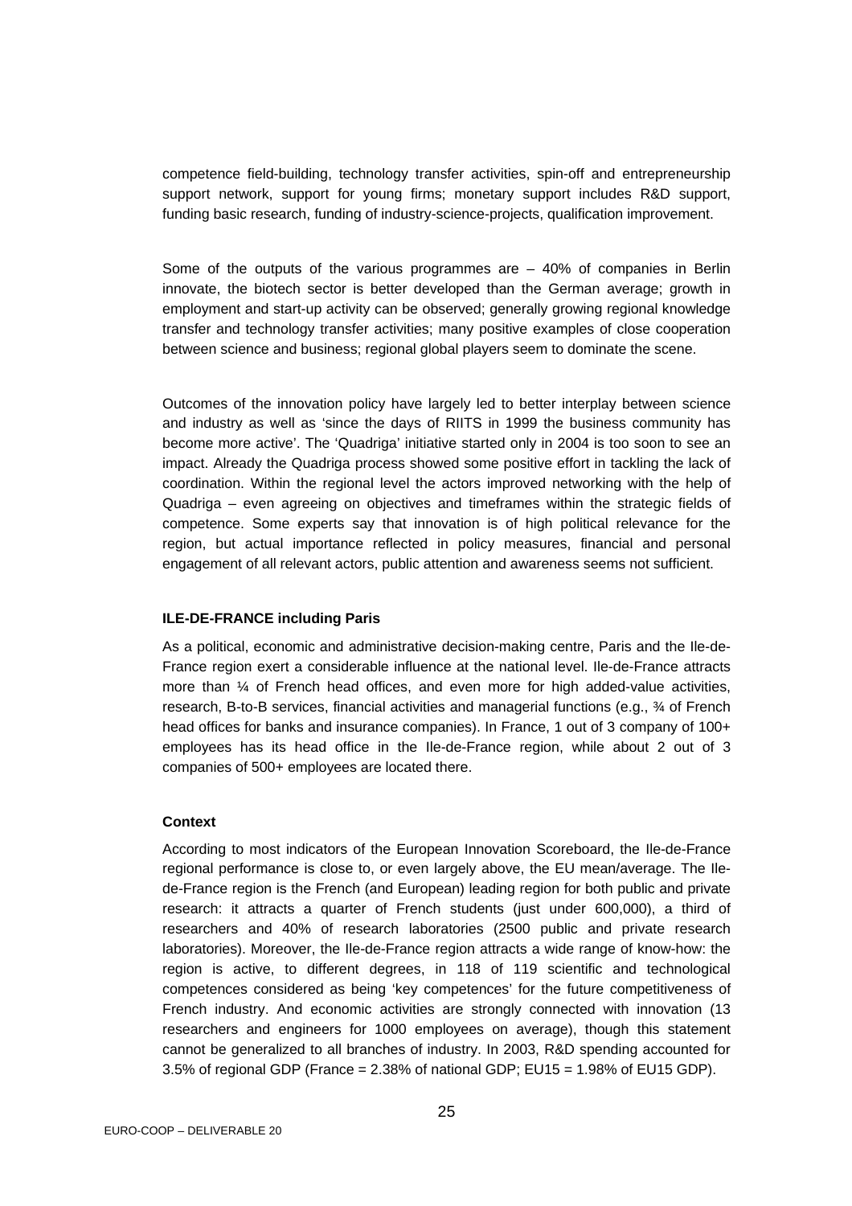competence field-building, technology transfer activities, spin-off and entrepreneurship support network, support for young firms; monetary support includes R&D support, funding basic research, funding of industry-science-projects, qualification improvement.

Some of the outputs of the various programmes are – 40% of companies in Berlin innovate, the biotech sector is better developed than the German average; growth in employment and start-up activity can be observed; generally growing regional knowledge transfer and technology transfer activities; many positive examples of close cooperation between science and business; regional global players seem to dominate the scene.

Outcomes of the innovation policy have largely led to better interplay between science and industry as well as 'since the days of RIITS in 1999 the business community has become more active'. The 'Quadriga' initiative started only in 2004 is too soon to see an impact. Already the Quadriga process showed some positive effort in tackling the lack of coordination. Within the regional level the actors improved networking with the help of Quadriga – even agreeing on objectives and timeframes within the strategic fields of competence. Some experts say that innovation is of high political relevance for the region, but actual importance reflected in policy measures, financial and personal engagement of all relevant actors, public attention and awareness seems not sufficient.

**ILE-DE-FRANCE including Paris**

As a political, economic and administrative decision-making centre, Paris and the Ile-de-France region exert a considerable influence at the national level. Ile-de-France attracts more than ¼ of French head offices, and even more for high added-value activities, research, B-to-B services, financial activities and managerial functions (e.g., ¾ of French head offices for banks and insurance companies). In France, 1 out of 3 company of 100+ employees has its head office in the Ile-de-France region, while about 2 out of 3 companies of 500+ employees are located there.

**Context**

According to most indicators of the European Innovation Scoreboard, the Ile-de-France regional performance is close to, or even largely above, the EU mean/average. The Ile-de-France region is the French (and European) leading region for both public and private research: it attracts a quarter of French students (just under 600,000), a third of researchers and 40% of research laboratories (2500 public and private research laboratories). Moreover, the Ile-de-France region attracts a wide range of know-how: the region is active, to different degrees, in 118 of 119 scientific and technological competences considered as being 'key competences' for the future competitiveness of French industry. And economic activities are strongly connected with innovation (13 researchers and engineers for 1000 employees on average), though this statement cannot be generalized to all branches of industry. In 2003, R&D spending accounted for 3.5% of regional GDP (France = 2.38% of national GDP; EU15 = 1.98% of EU15 GDP).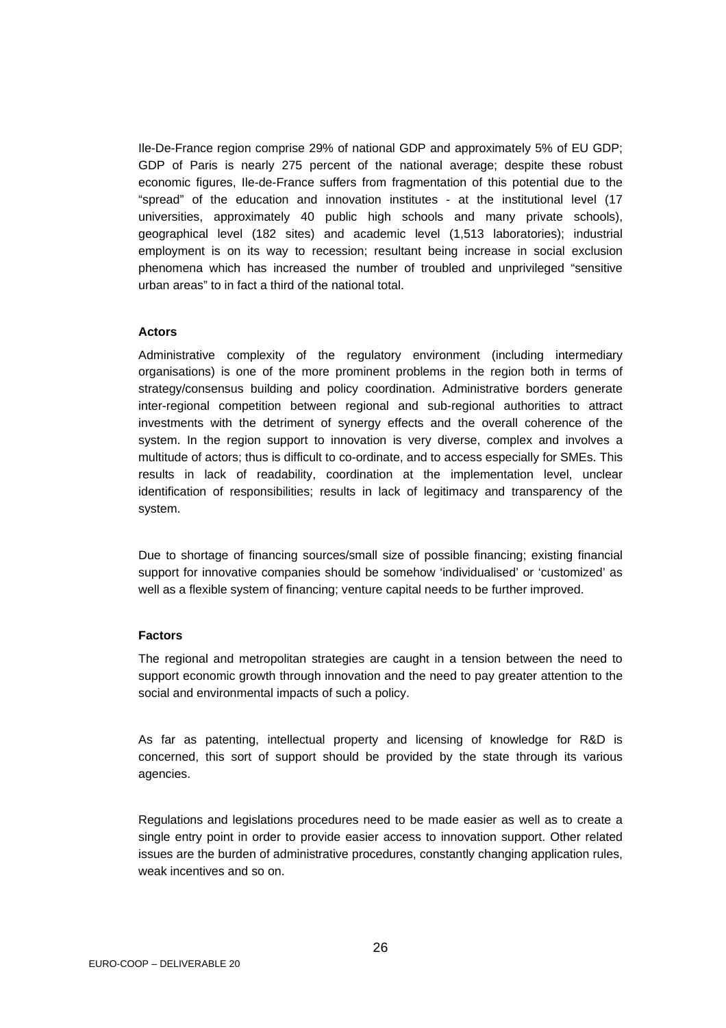Ile-De-France region comprise 29% of national GDP and approximately 5% of EU GDP; GDP of Paris is nearly 275 percent of the national average; despite these robust economic figures, Ile-de-France suffers from fragmentation of this potential due to the "spread" of the education and innovation institutes - at the institutional level (17 universities, approximately 40 public high schools and many private schools), geographical level (182 sites) and academic level (1,513 laboratories); industrial employment is on its way to recession; resultant being increase in social exclusion phenomena which has increased the number of troubled and unprivileged "sensitive urban areas" to in fact a third of the national total.

**Actors**

Administrative complexity of the regulatory environment (including intermediary organisations) is one of the more prominent problems in the region both in terms of strategy/consensus building and policy coordination. Administrative borders generate inter-regional competition between regional and sub-regional authorities to attract investments with the detriment of synergy effects and the overall coherence of the system. In the region support to innovation is very diverse, complex and involves a multitude of actors; thus is difficult to co-ordinate, and to access especially for SMEs. This results in lack of readability, coordination at the implementation level, unclear identification of responsibilities; results in lack of legitimacy and transparency of the system.

Due to shortage of financing sources/small size of possible financing; existing financial support for innovative companies should be somehow 'individualised' or 'customized' as well as a flexible system of financing; venture capital needs to be further improved.

**Factors**

The regional and metropolitan strategies are caught in a tension between the need to support economic growth through innovation and the need to pay greater attention to the social and environmental impacts of such a policy.

As far as patenting, intellectual property and licensing of knowledge for R&D is concerned, this sort of support should be provided by the state through its various agencies.

Regulations and legislations procedures need to be made easier as well as to create a single entry point in order to provide easier access to innovation support. Other related issues are the burden of administrative procedures, constantly changing application rules, weak incentives and so on.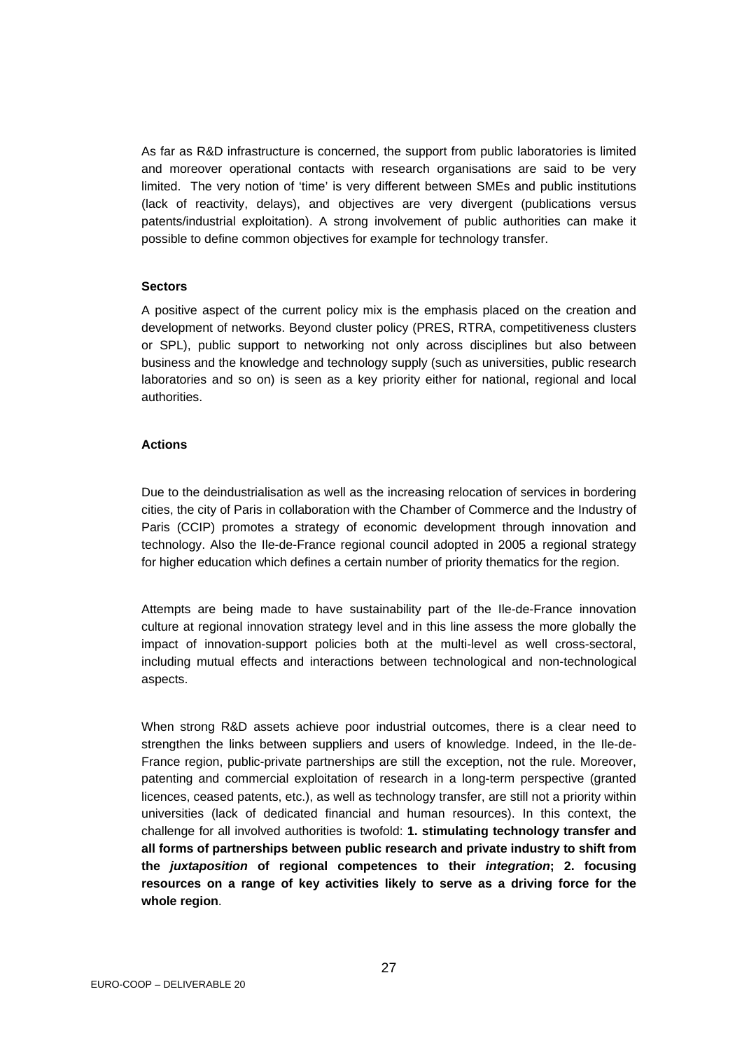As far as R&D infrastructure is concerned, the support from public laboratories is limited and moreover operational contacts with research organisations are said to be very limited. The very notion of 'time' is very different between SMEs and public institutions (lack of reactivity, delays), and objectives are very divergent (publications versus patents/industrial exploitation). A strong involvement of public authorities can make it possible to define common objectives for example for technology transfer.

**Sectors**

A positive aspect of the current policy mix is the emphasis placed on the creation and development of networks. Beyond cluster policy (PRES, RTRA, competitiveness clusters or SPL), public support to networking not only across disciplines but also between business and the knowledge and technology supply (such as universities, public research laboratories and so on) is seen as a key priority either for national, regional and local authorities.

**Actions**

Due to the deindustrialisation as well as the increasing relocation of services in bordering cities, the city of Paris in collaboration with the Chamber of Commerce and the Industry of Paris (CCIP) promotes a strategy of economic development through innovation and technology. Also the Ile-de-France regional council adopted in 2005 a regional strategy for higher education which defines a certain number of priority thematics for the region.

Attempts are being made to have sustainability part of the Ile-de-France innovation culture at regional innovation strategy level and in this line assess the more globally the impact of innovation-support policies both at the multi-level as well cross-sectoral, including mutual effects and interactions between technological and non-technological aspects.

When strong R&D assets achieve poor industrial outcomes, there is a clear need to strengthen the links between suppliers and users of knowledge. Indeed, in the Ile-de-France region, public-private partnerships are still the exception, not the rule. Moreover, patenting and commercial exploitation of research in a long-term perspective (granted licences, ceased patents, etc.), as well as technology transfer, are still not a priority within universities (lack of dedicated financial and human resources). In this context, the challenge for all involved authorities is twofold: **1. stimulating technology transfer and all forms of partnerships between public research and private industry to shift from the *juxtaposition* of regional competences to their *integration*; 2. focusing resources on a range of key activities likely to serve as a driving force for the whole region**.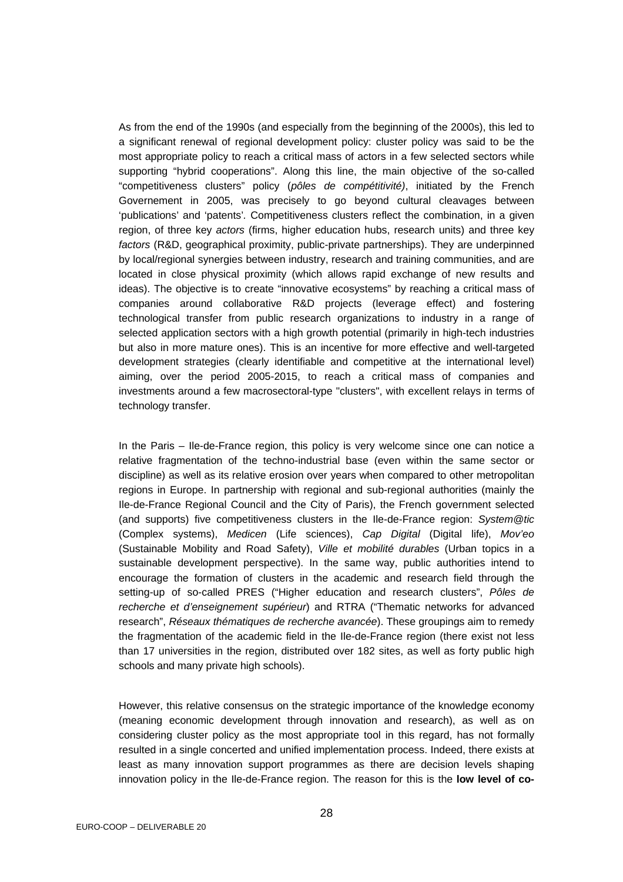As from the end of the 1990s (and especially from the beginning of the 2000s), this led to a significant renewal of regional development policy: cluster policy was said to be the most appropriate policy to reach a critical mass of actors in a few selected sectors while supporting "hybrid cooperations". Along this line, the main objective of the so-called "competitiveness clusters" policy (*pôles de compétitivité)*, initiated by the French Governement in 2005, was precisely to go beyond cultural cleavages between 'publications' and 'patents'. Competitiveness clusters reflect the combination, in a given region, of three key *actors* (firms, higher education hubs, research units) and three key *factors* (R&D, geographical proximity, public-private partnerships). They are underpinned by local/regional synergies between industry, research and training communities, and are located in close physical proximity (which allows rapid exchange of new results and ideas). The objective is to create "innovative ecosystems" by reaching a critical mass of companies around collaborative R&D projects (leverage effect) and fostering technological transfer from public research organizations to industry in a range of selected application sectors with a high growth potential (primarily in high-tech industries but also in more mature ones). This is an incentive for more effective and well-targeted development strategies (clearly identifiable and competitive at the international level) aiming, over the period 2005-2015, to reach a critical mass of companies and investments around a few macrosectoral-type "clusters", with excellent relays in terms of technology transfer.

In the Paris – Ile-de-France region, this policy is very welcome since one can notice a relative fragmentation of the techno-industrial base (even within the same sector or discipline) as well as its relative erosion over years when compared to other metropolitan regions in Europe. In partnership with regional and sub-regional authorities (mainly the Ile-de-France Regional Council and the City of Paris), the French government selected (and supports) five competitiveness clusters in the Ile-de-France region: *System@tic* (Complex systems), *Medicen* (Life sciences), *Cap Digital* (Digital life), *Mov'eo* (Sustainable Mobility and Road Safety), *Ville et mobilité durables* (Urban topics in a sustainable development perspective). In the same way, public authorities intend to encourage the formation of clusters in the academic and research field through the setting-up of so-called PRES ("Higher education and research clusters", *Pôles de recherche et d'enseignement supérieur*) and RTRA ("Thematic networks for advanced research", *Réseaux thématiques de recherche avancée*). These groupings aim to remedy the fragmentation of the academic field in the Ile-de-France region (there exist not less than 17 universities in the region, distributed over 182 sites, as well as forty public high schools and many private high schools).

However, this relative consensus on the strategic importance of the knowledge economy (meaning economic development through innovation and research), as well as on considering cluster policy as the most appropriate tool in this regard, has not formally resulted in a single concerted and unified implementation process. Indeed, there exists at least as many innovation support programmes as there are decision levels shaping innovation policy in the Ile-de-France region. The reason for this is the **low level of co-**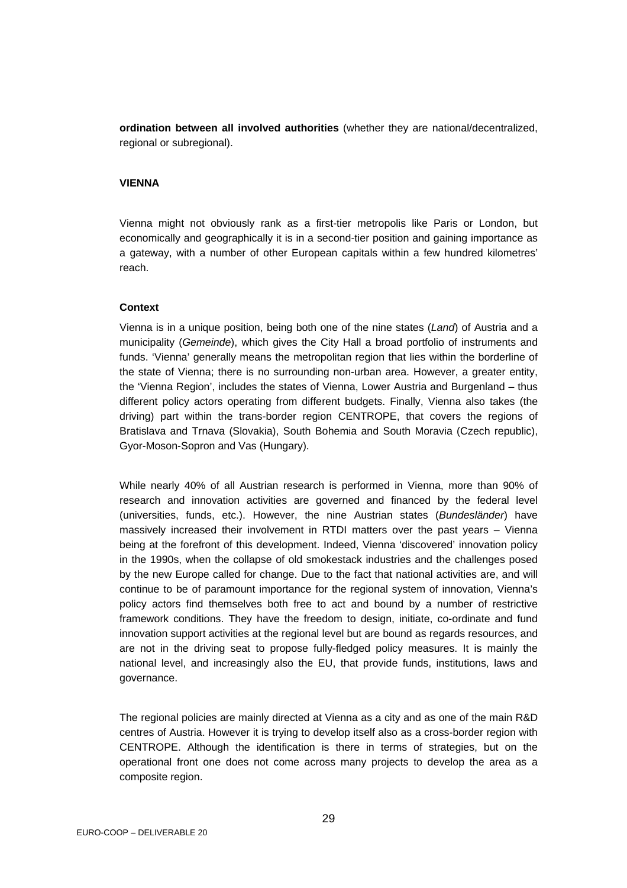**ordination between all involved authorities** (whether they are national/decentralized, regional or subregional).

## VIENNA

Vienna might not obviously rank as a first-tier metropolis like Paris or London, but economically and geographically it is in a second-tier position and gaining importance as a gateway, with a number of other European capitals within a few hundred kilometres' reach.

### Context

Vienna is in a unique position, being both one of the nine states (*Land*) of Austria and a municipality (*Gemeinde*), which gives the City Hall a broad portfolio of instruments and funds. 'Vienna' generally means the metropolitan region that lies within the borderline of the state of Vienna; there is no surrounding non-urban area. However, a greater entity, the 'Vienna Region', includes the states of Vienna, Lower Austria and Burgenland – thus different policy actors operating from different budgets. Finally, Vienna also takes (the driving) part within the trans-border region CENTROPE, that covers the regions of Bratislava and Trnava (Slovakia), South Bohemia and South Moravia (Czech republic), Gyor-Moson-Sopron and Vas (Hungary).

While nearly 40% of all Austrian research is performed in Vienna, more than 90% of research and innovation activities are governed and financed by the federal level (universities, funds, etc.). However, the nine Austrian states (*Bundesländer*) have massively increased their involvement in RTDI matters over the past years – Vienna being at the forefront of this development. Indeed, Vienna 'discovered' innovation policy in the 1990s, when the collapse of old smokestack industries and the challenges posed by the new Europe called for change. Due to the fact that national activities are, and will continue to be of paramount importance for the regional system of innovation, Vienna's policy actors find themselves both free to act and bound by a number of restrictive framework conditions. They have the freedom to design, initiate, co-ordinate and fund innovation support activities at the regional level but are bound as regards resources, and are not in the driving seat to propose fully-fledged policy measures. It is mainly the national level, and increasingly also the EU, that provide funds, institutions, laws and governance.

The regional policies are mainly directed at Vienna as a city and as one of the main R&D centres of Austria. However it is trying to develop itself also as a cross-border region with CENTROPE. Although the identification is there in terms of strategies, but on the operational front one does not come across many projects to develop the area as a composite region.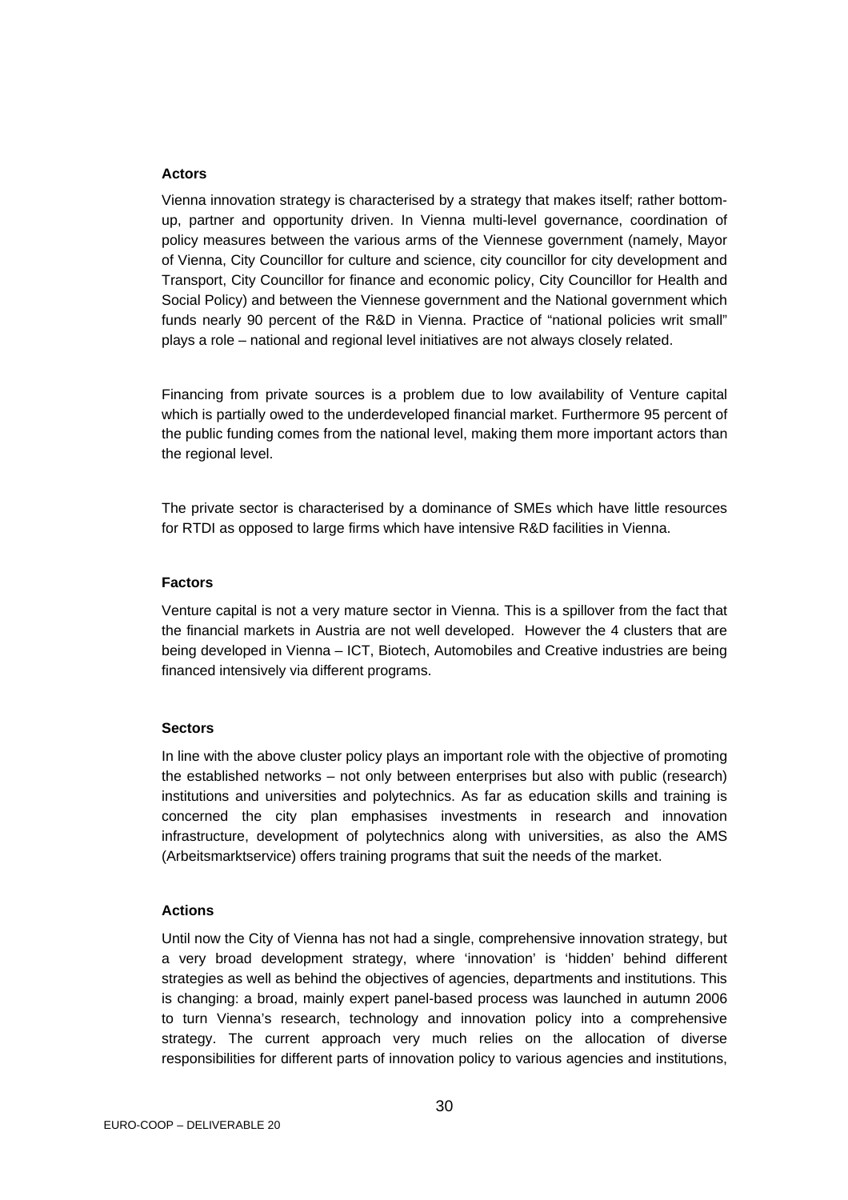### Actors

Vienna innovation strategy is characterised by a strategy that makes itself; rather bottom-up, partner and opportunity driven. In Vienna multi-level governance, coordination of policy measures between the various arms of the Viennese government (namely, Mayor of Vienna, City Councillor for culture and science, city councillor for city development and Transport, City Councillor for finance and economic policy, City Councillor for Health and Social Policy) and between the Viennese government and the National government which funds nearly 90 percent of the R&D in Vienna. Practice of "national policies writ small" plays a role – national and regional level initiatives are not always closely related.

Financing from private sources is a problem due to low availability of Venture capital which is partially owed to the underdeveloped financial market. Furthermore 95 percent of the public funding comes from the national level, making them more important actors than the regional level.

The private sector is characterised by a dominance of SMEs which have little resources for RTDI as opposed to large firms which have intensive R&D facilities in Vienna.

### Factors

Venture capital is not a very mature sector in Vienna. This is a spillover from the fact that the financial markets in Austria are not well developed. However the 4 clusters that are being developed in Vienna – ICT, Biotech, Automobiles and Creative industries are being financed intensively via different programs.

### Sectors

In line with the above cluster policy plays an important role with the objective of promoting the established networks – not only between enterprises but also with public (research) institutions and universities and polytechnics. As far as education skills and training is concerned the city plan emphasises investments in research and innovation infrastructure, development of polytechnics along with universities, as also the AMS (Arbeitsmarktservice) offers training programs that suit the needs of the market.

### Actions

Until now the City of Vienna has not had a single, comprehensive innovation strategy, but a very broad development strategy, where 'innovation' is 'hidden' behind different strategies as well as behind the objectives of agencies, departments and institutions. This is changing: a broad, mainly expert panel-based process was launched in autumn 2006 to turn Vienna's research, technology and innovation policy into a comprehensive strategy. The current approach very much relies on the allocation of diverse responsibilities for different parts of innovation policy to various agencies and institutions,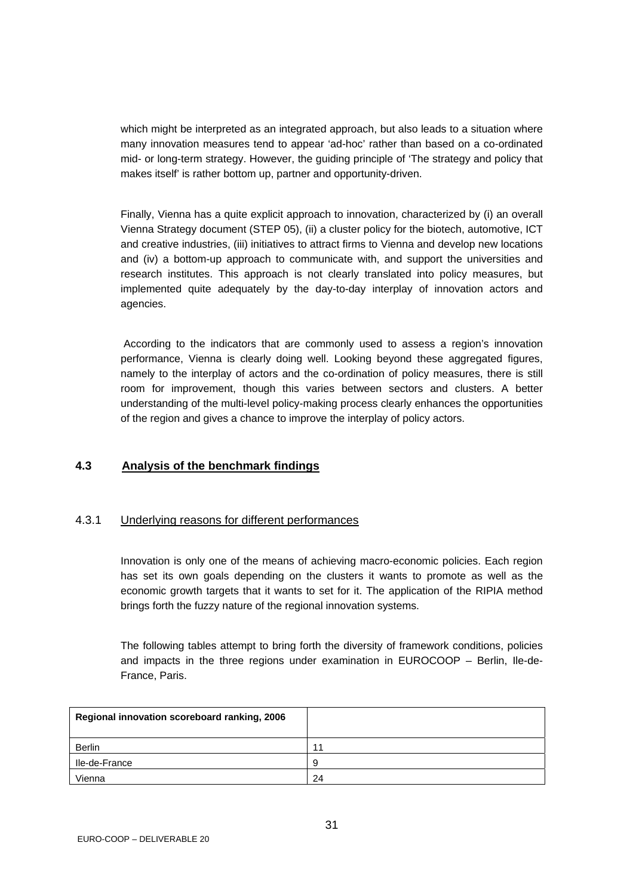which might be interpreted as an integrated approach, but also leads to a situation where many innovation measures tend to appear 'ad-hoc' rather than based on a co-ordinated mid- or long-term strategy. However, the guiding principle of 'The strategy and policy that makes itself' is rather bottom up, partner and opportunity-driven.

Finally, Vienna has a quite explicit approach to innovation, characterized by (i) an overall Vienna Strategy document (STEP 05), (ii) a cluster policy for the biotech, automotive, ICT and creative industries, (iii) initiatives to attract firms to Vienna and develop new locations and (iv) a bottom-up approach to communicate with, and support the universities and research institutes. This approach is not clearly translated into policy measures, but implemented quite adequately by the day-to-day interplay of innovation actors and agencies.

According to the indicators that are commonly used to assess a region's innovation performance, Vienna is clearly doing well. Looking beyond these aggregated figures, namely to the interplay of actors and the co-ordination of policy measures, there is still room for improvement, though this varies between sectors and clusters. A better understanding of the multi-level policy-making process clearly enhances the opportunities of the region and gives a chance to improve the interplay of policy actors.

## 4.3 Analysis of the benchmark findings

### 4.3.1 Underlying reasons for different performances

Innovation is only one of the means of achieving macro-economic policies. Each region has set its own goals depending on the clusters it wants to promote as well as the economic growth targets that it wants to set for it. The application of the RIPIA method brings forth the fuzzy nature of the regional innovation systems.

The following tables attempt to bring forth the diversity of framework conditions, policies and impacts in the three regions under examination in EUROCOOP – Berlin, Ile-de-France, Paris.

| Regional innovation scoreboard ranking, 2006 | |
|---|---|
| Berlin | 11 |
| Ile-de-France | 9 |
| Vienna | 24 |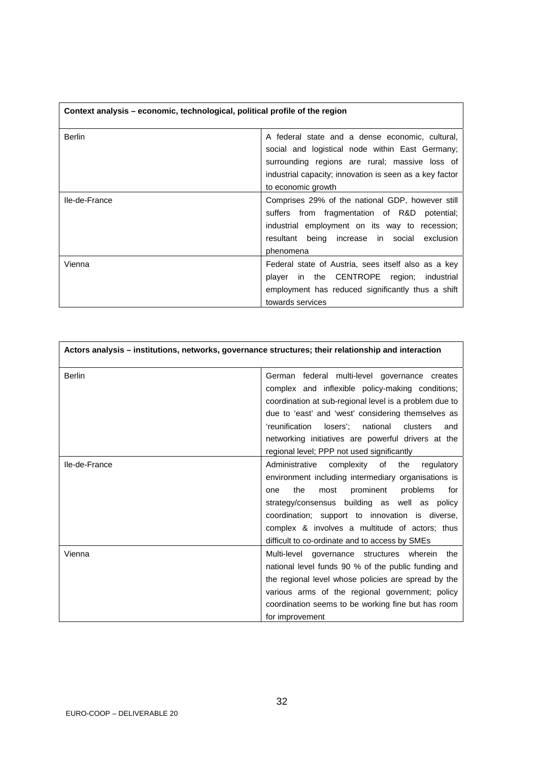| Context analysis – economic, technological, political profile of the region | |
|---|---|
| Berlin | A federal state and a dense economic, cultural, social and logistical node within East Germany; surrounding regions are rural; massive loss of industrial capacity; innovation is seen as a key factor to economic growth |
| Ile-de-France | Comprises 29% of the national GDP, however still suffers from fragmentation of R&D potential; industrial employment on its way to recession; resultant being increase in social exclusion phenomena |
| Vienna | Federal state of Austria, sees itself also as a key player in the CENTROPE region; industrial employment has reduced significantly thus a shift towards services |

| Actors analysis – institutions, networks, governance structures; their relationship and interaction | |
|---|---|
| Berlin | German federal multi-level governance creates complex and inflexible policy-making conditions; coordination at sub-regional level is a problem due to due to 'east' and 'west' considering themselves as 'reunification losers'; national clusters and networking initiatives are powerful drivers at the regional level; PPP not used significantly |
| Ile-de-France | Administrative complexity of the regulatory environment including intermediary organisations is one the most prominent problems for strategy/consensus building as well as policy coordination; support to innovation is diverse, complex & involves a multitude of actors; thus difficult to co-ordinate and to access by SMEs |
| Vienna | Multi-level governance structures wherein the national level funds 90 % of the public funding and the regional level whose policies are spread by the various arms of the regional government; policy coordination seems to be working fine but has room for improvement |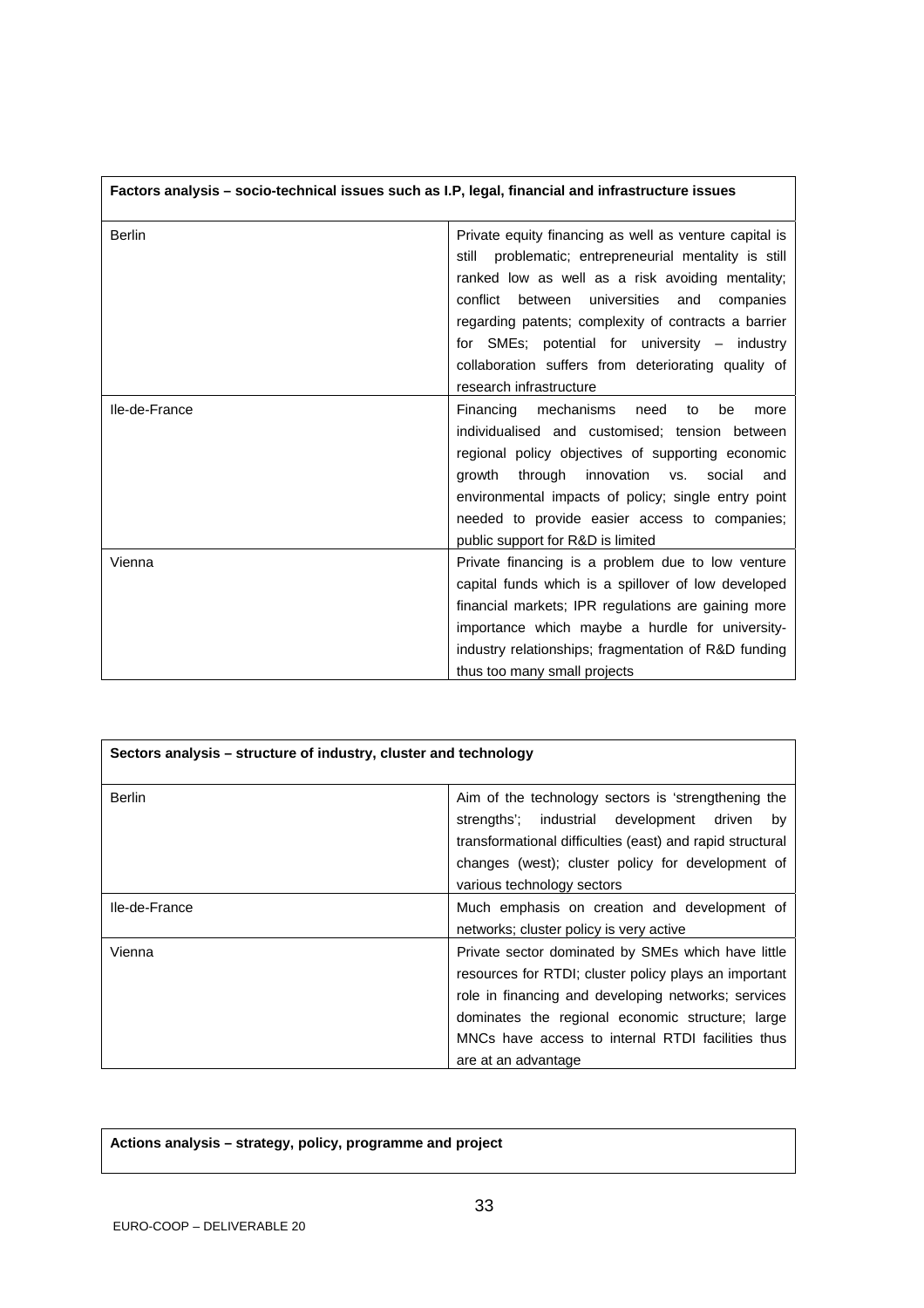| Factors analysis – socio-technical issues such as I.P, legal, financial and infrastructure issues | |
|---|---|
| Berlin | Private equity financing as well as venture capital is still problematic; entrepreneurial mentality is still ranked low as well as a risk avoiding mentality; conflict between universities and companies regarding patents; complexity of contracts a barrier for SMEs; potential for university – industry collaboration suffers from deteriorating quality of research infrastructure |
| Ile-de-France | Financing mechanisms need to be more individualised and customised; tension between regional policy objectives of supporting economic growth through innovation vs. social and environmental impacts of policy; single entry point needed to provide easier access to companies; public support for R&D is limited |
| Vienna | Private financing is a problem due to low venture capital funds which is a spillover of low developed financial markets; IPR regulations are gaining more importance which maybe a hurdle for university-industry relationships; fragmentation of R&D funding thus too many small projects |

| Sectors analysis – structure of industry, cluster and technology | |
|---|---|
| Berlin | Aim of the technology sectors is 'strengthening the strengths'; industrial development driven by transformational difficulties (east) and rapid structural changes (west); cluster policy for development of various technology sectors |
| Ile-de-France | Much emphasis on creation and development of networks; cluster policy is very active |
| Vienna | Private sector dominated by SMEs which have little resources for RTDI; cluster policy plays an important role in financing and developing networks; services dominates the regional economic structure; large MNCs have access to internal RTDI facilities thus are at an advantage |

| Actions analysis – strategy, policy, programme and project |
|---|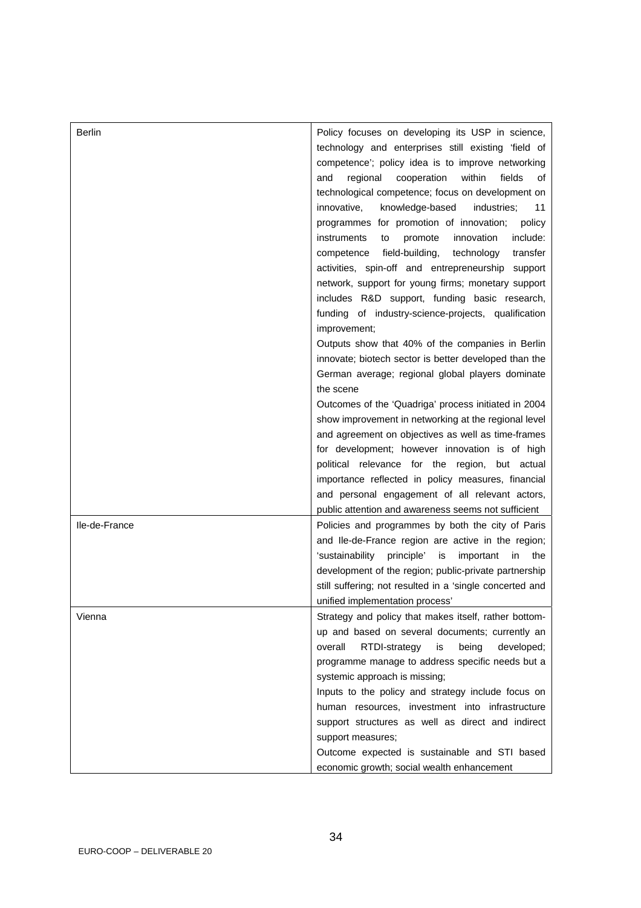| | |
|---|---|
| Berlin | Policy focuses on developing its USP in science, technology and enterprises still existing 'field of competence'; policy idea is to improve networking and regional cooperation within fields of technological competence; focus on development on innovative, knowledge-based industries; 11 programmes for promotion of innovation; policy instruments to promote innovation include: competence field-building, technology transfer activities, spin-off and entrepreneurship support network, support for young firms; monetary support includes R&D support, funding basic research, funding of industry-science-projects, qualification improvement;<br>Outputs show that 40% of the companies in Berlin innovate; biotech sector is better developed than the German average; regional global players dominate the scene<br>Outcomes of the 'Quadriga' process initiated in 2004 show improvement in networking at the regional level and agreement on objectives as well as time-frames for development; however innovation is of high political relevance for the region, but actual importance reflected in policy measures, financial and personal engagement of all relevant actors, public attention and awareness seems not sufficient |
| Ile-de-France | Policies and programmes by both the city of Paris and Ile-de-France region are active in the region; 'sustainability principle' is important in the development of the region; public-private partnership still suffering; not resulted in a 'single concerted and unified implementation process' |
| Vienna | Strategy and policy that makes itself, rather bottom-up and based on several documents; currently an overall RTDI-strategy is being developed; programme manage to address specific needs but a systemic approach is missing;<br>Inputs to the policy and strategy include focus on human resources, investment into infrastructure support structures as well as direct and indirect support measures;<br>Outcome expected is sustainable and STI based economic growth; social wealth enhancement |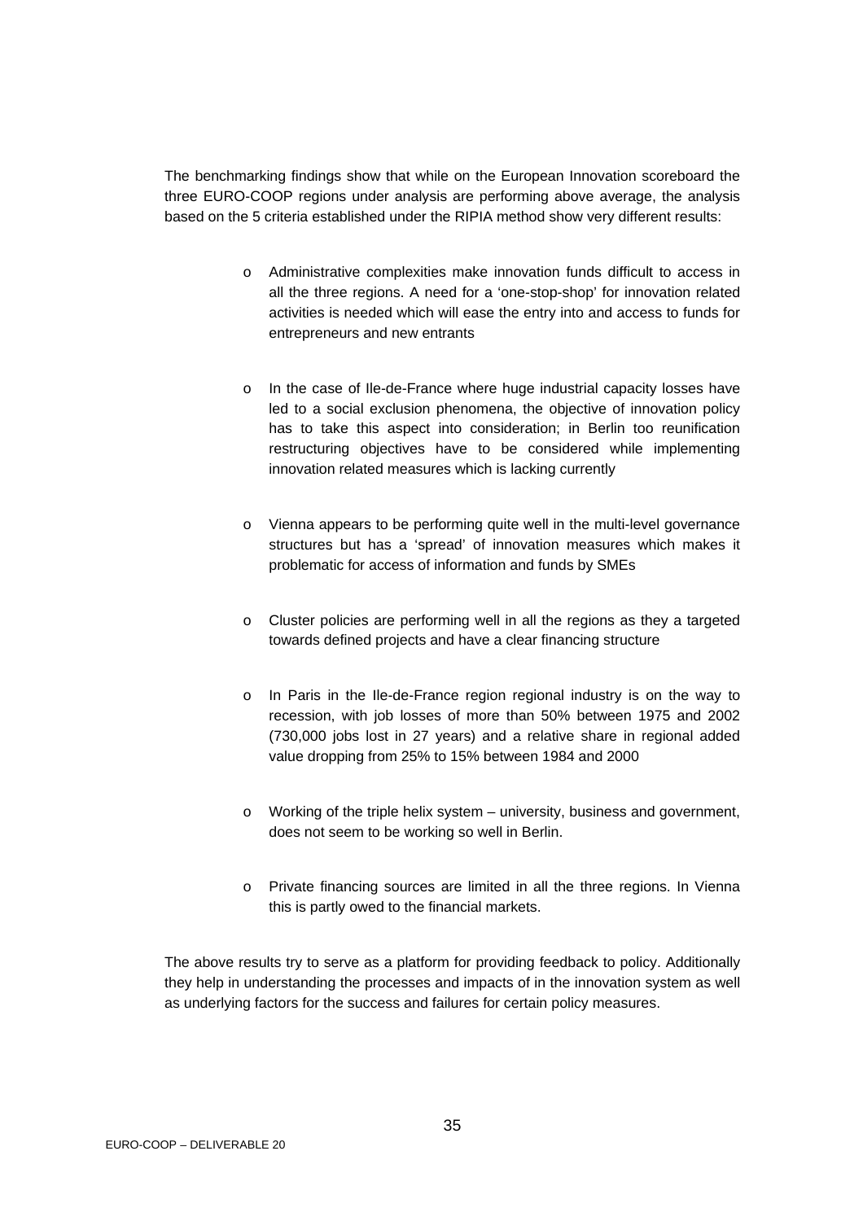The benchmarking findings show that while on the European Innovation scoreboard the three EURO-COOP regions under analysis are performing above average, the analysis based on the 5 criteria established under the RIPIA method show very different results:

- Administrative complexities make innovation funds difficult to access in all the three regions. A need for a 'one-stop-shop' for innovation related activities is needed which will ease the entry into and access to funds for entrepreneurs and new entrants
- In the case of Ile-de-France where huge industrial capacity losses have led to a social exclusion phenomena, the objective of innovation policy has to take this aspect into consideration; in Berlin too reunification restructuring objectives have to be considered while implementing innovation related measures which is lacking currently
- Vienna appears to be performing quite well in the multi-level governance structures but has a 'spread' of innovation measures which makes it problematic for access of information and funds by SMEs
- Cluster policies are performing well in all the regions as they a targeted towards defined projects and have a clear financing structure
- In Paris in the Ile-de-France region regional industry is on the way to recession, with job losses of more than 50% between 1975 and 2002 (730,000 jobs lost in 27 years) and a relative share in regional added value dropping from 25% to 15% between 1984 and 2000
- Working of the triple helix system – university, business and government, does not seem to be working so well in Berlin.
- Private financing sources are limited in all the three regions. In Vienna this is partly owed to the financial markets.

The above results try to serve as a platform for providing feedback to policy. Additionally they help in understanding the processes and impacts of in the innovation system as well as underlying factors for the success and failures for certain policy measures.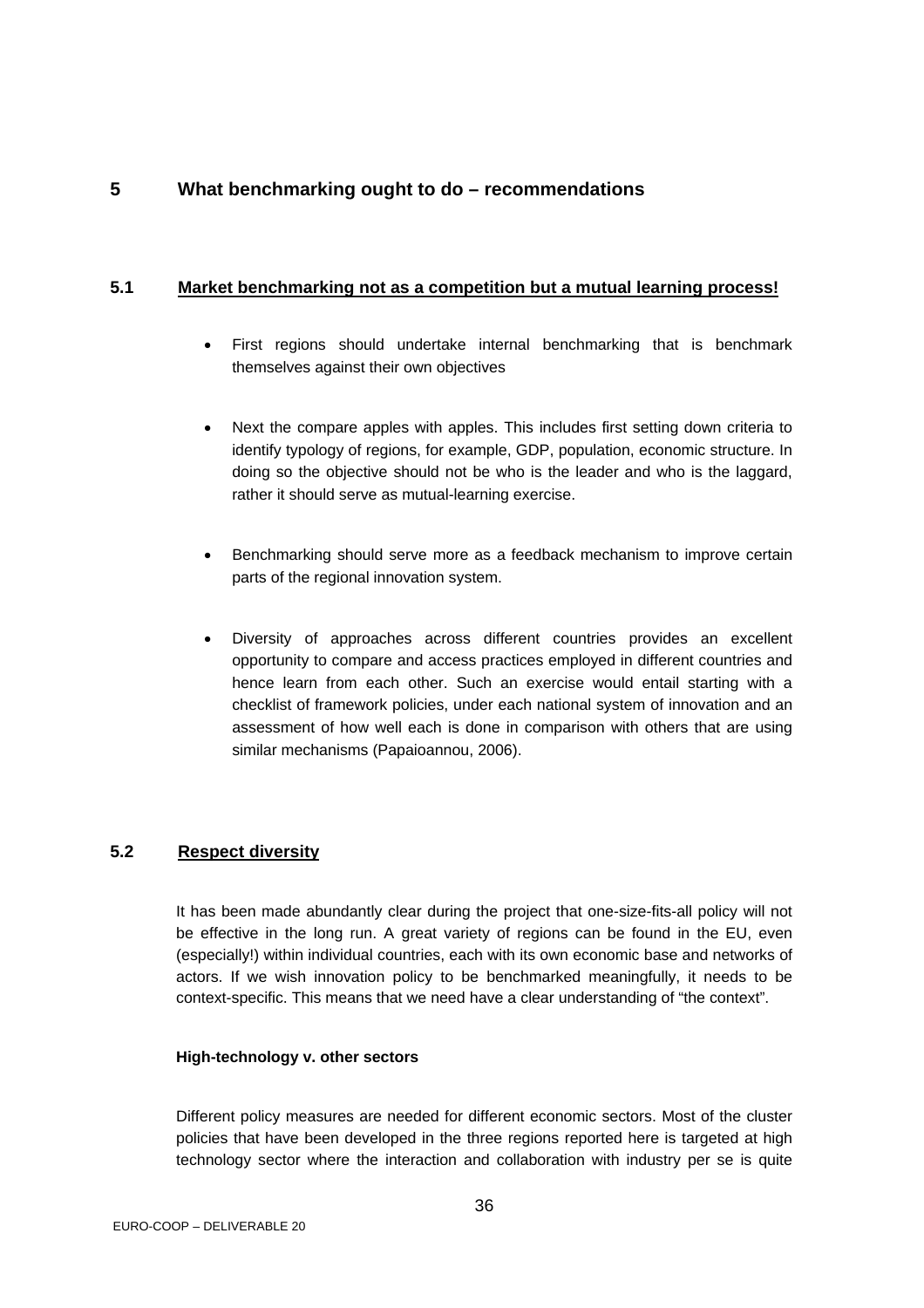# 5 What benchmarking ought to do – recommendations

## 5.1 Market benchmarking not as a competition but a mutual learning process!

- First regions should undertake internal benchmarking that is benchmark themselves against their own objectives
- Next the compare apples with apples. This includes first setting down criteria to identify typology of regions, for example, GDP, population, economic structure. In doing so the objective should not be who is the leader and who is the laggard, rather it should serve as mutual-learning exercise.
- Benchmarking should serve more as a feedback mechanism to improve certain parts of the regional innovation system.
- Diversity of approaches across different countries provides an excellent opportunity to compare and access practices employed in different countries and hence learn from each other. Such an exercise would entail starting with a checklist of framework policies, under each national system of innovation and an assessment of how well each is done in comparison with others that are using similar mechanisms (Papaioannou, 2006).

## 5.2 Respect diversity

It has been made abundantly clear during the project that one-size-fits-all policy will not be effective in the long run. A great variety of regions can be found in the EU, even (especially!) within individual countries, each with its own economic base and networks of actors. If we wish innovation policy to be benchmarked meaningfully, it needs to be context-specific. This means that we need have a clear understanding of "the context".

**High-technology v. other sectors**

Different policy measures are needed for different economic sectors. Most of the cluster policies that have been developed in the three regions reported here is targeted at high technology sector where the interaction and collaboration with industry per se is quite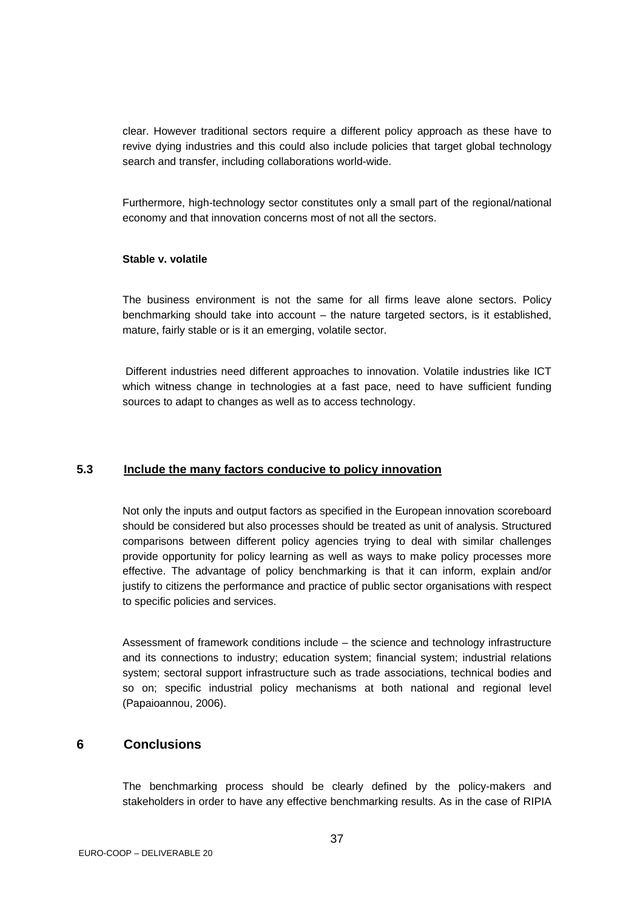clear. However traditional sectors require a different policy approach as these have to revive dying industries and this could also include policies that target global technology search and transfer, including collaborations world-wide.

Furthermore, high-technology sector constitutes only a small part of the regional/national economy and that innovation concerns most of not all the sectors.

**Stable v. volatile**

The business environment is not the same for all firms leave alone sectors. Policy benchmarking should take into account – the nature targeted sectors, is it established, mature, fairly stable or is it an emerging, volatile sector.

Different industries need different approaches to innovation. Volatile industries like ICT which witness change in technologies at a fast pace, need to have sufficient funding sources to adapt to changes as well as to access technology.

### 5.3 Include the many factors conducive to policy innovation

Not only the inputs and output factors as specified in the European innovation scoreboard should be considered but also processes should be treated as unit of analysis. Structured comparisons between different policy agencies trying to deal with similar challenges provide opportunity for policy learning as well as ways to make policy processes more effective. The advantage of policy benchmarking is that it can inform, explain and/or justify to citizens the performance and practice of public sector organisations with respect to specific policies and services.

Assessment of framework conditions include – the science and technology infrastructure and its connections to industry; education system; financial system; industrial relations system; sectoral support infrastructure such as trade associations, technical bodies and so on; specific industrial policy mechanisms at both national and regional level (Papaioannou, 2006).

## 6 Conclusions

The benchmarking process should be clearly defined by the policy-makers and stakeholders in order to have any effective benchmarking results. As in the case of RIPIA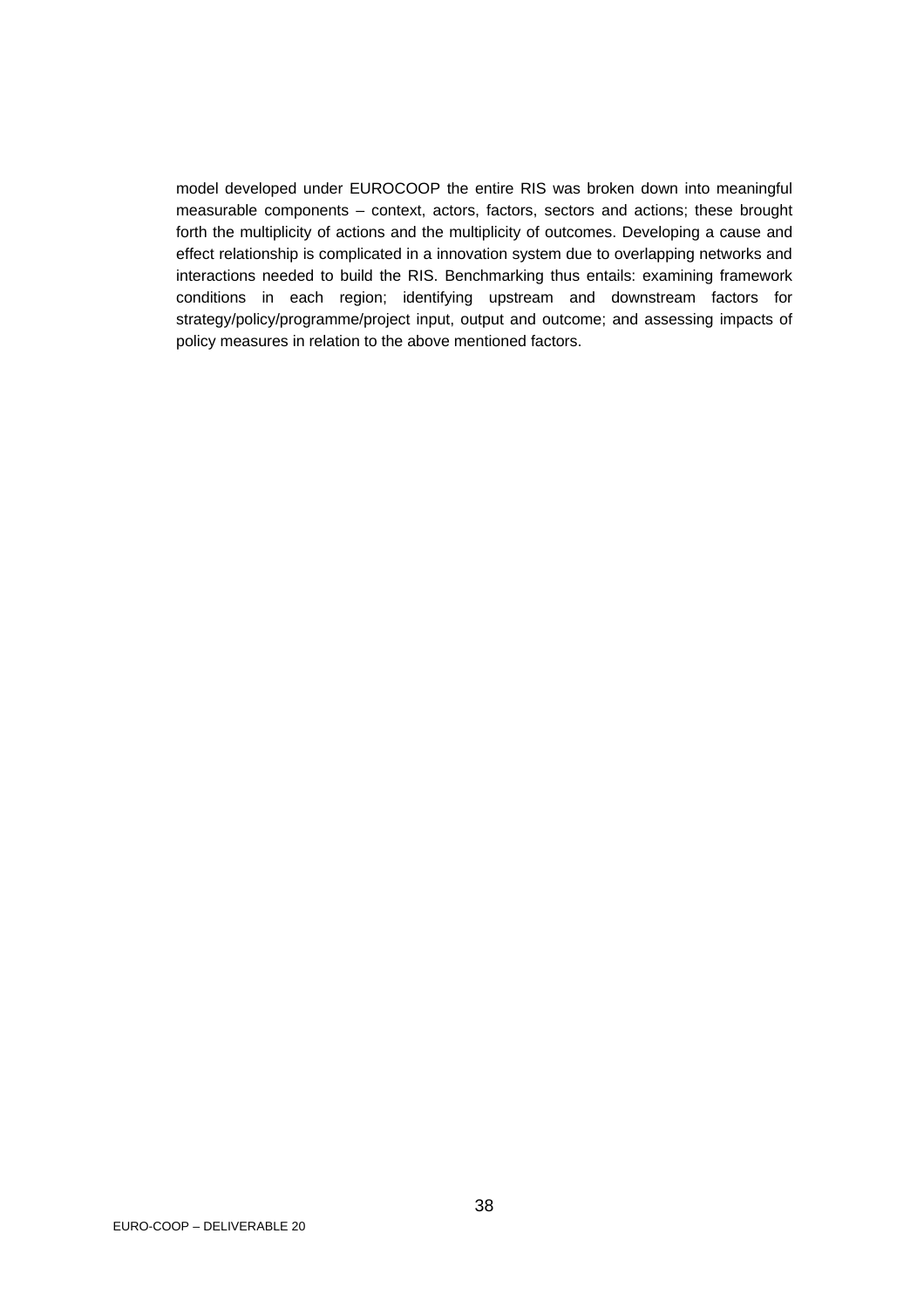model developed under EUROCOOP the entire RIS was broken down into meaningful measurable components – context, actors, factors, sectors and actions; these brought forth the multiplicity of actions and the multiplicity of outcomes. Developing a cause and effect relationship is complicated in a innovation system due to overlapping networks and interactions needed to build the RIS. Benchmarking thus entails: examining framework conditions in each region; identifying upstream and downstream factors for strategy/policy/programme/project input, output and outcome; and assessing impacts of policy measures in relation to the above mentioned factors.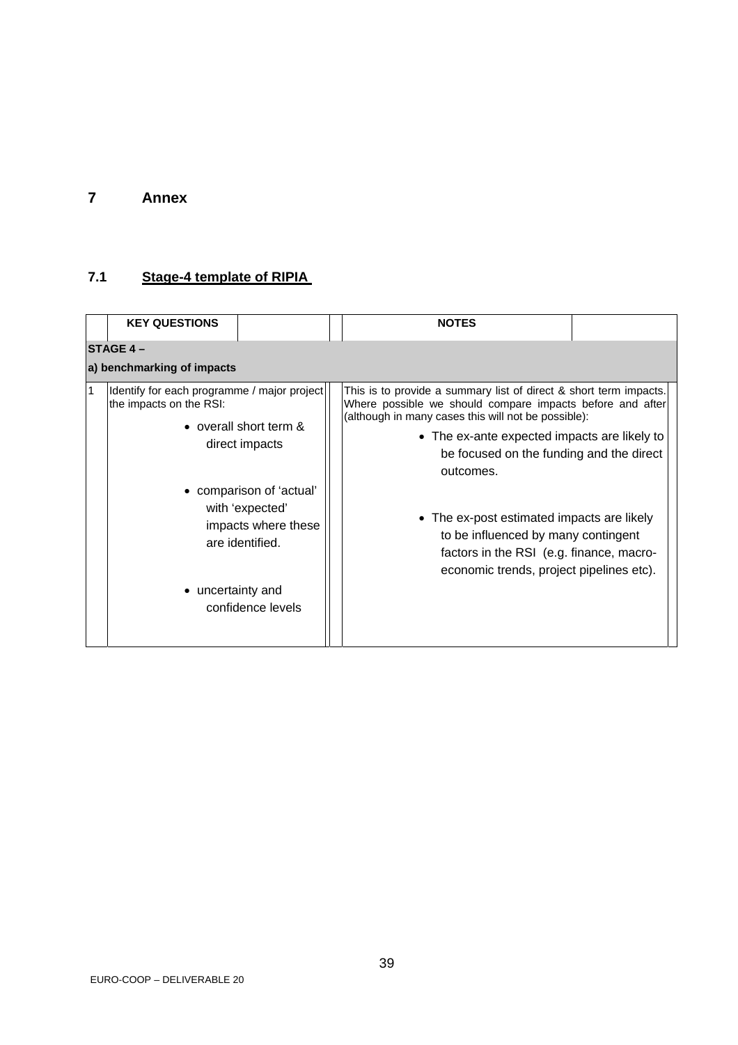# 7 Annex

## 7.1 Stage-4 template of RIPIA

| | KEY QUESTIONS | NOTES |
|---|---|---|
| **STAGE 4 –** | **a) benchmarking of impacts** | |
| 1 | Identify for each programme / major project the impacts on the RSI:<br>• overall short term & direct impacts<br>• comparison of 'actual' with 'expected' impacts where these are identified.<br>• uncertainty and confidence levels | This is to provide a summary list of direct & short term impacts. Where possible we should compare impacts before and after (although in many cases this will not be possible):<br>• The ex-ante expected impacts are likely to be focused on the funding and the direct outcomes.<br>• The ex-post estimated impacts are likely to be influenced by many contingent factors in the RSI (e.g. finance, macro-economic trends, project pipelines etc). |

EURO-COOP – DELIVERABLE 20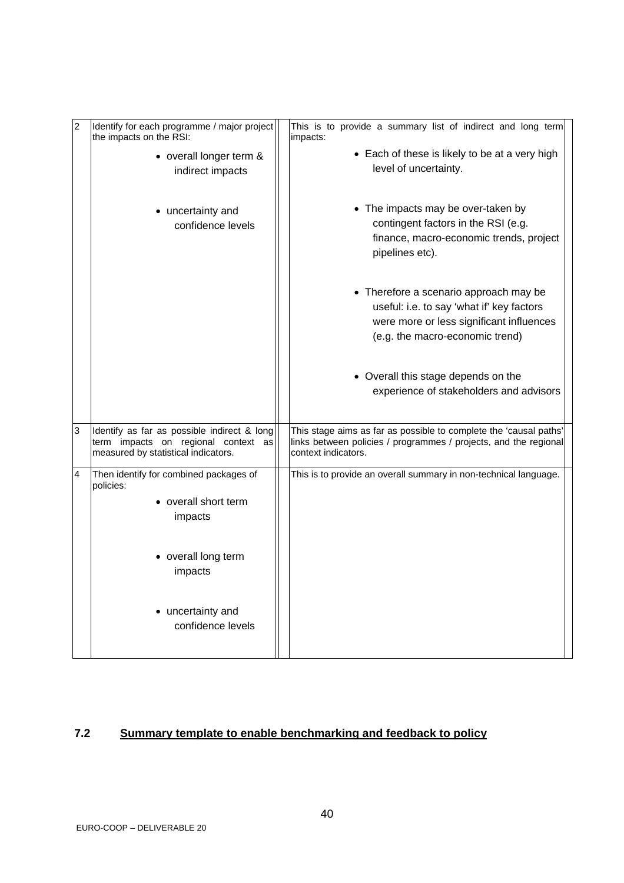| | | | |
|---|---|---|---|
| 2 | Identify for each programme / major project the impacts on the RSI:<br>• overall longer term & indirect impacts<br>• uncertainty and confidence levels | | This is to provide a summary list of indirect and long term impacts:<br>• Each of these is likely to be at a very high level of uncertainty.<br>• The impacts may be over-taken by contingent factors in the RSI (e.g. finance, macro-economic trends, project pipelines etc).<br>• Therefore a scenario approach may be useful: i.e. to say 'what if' key factors were more or less significant influences (e.g. the macro-economic trend)<br>• Overall this stage depends on the experience of stakeholders and advisors |
| 3 | Identify as far as possible indirect & long term impacts on regional context as measured by statistical indicators. | | This stage aims as far as possible to complete the 'causal paths' links between policies / programmes / projects, and the regional context indicators. |
| 4 | Then identify for combined packages of policies:<br>• overall short term impacts<br>• overall long term impacts<br>• uncertainty and confidence levels | | This is to provide an overall summary in non-technical language. |

## 7.2 Summary template to enable benchmarking and feedback to policy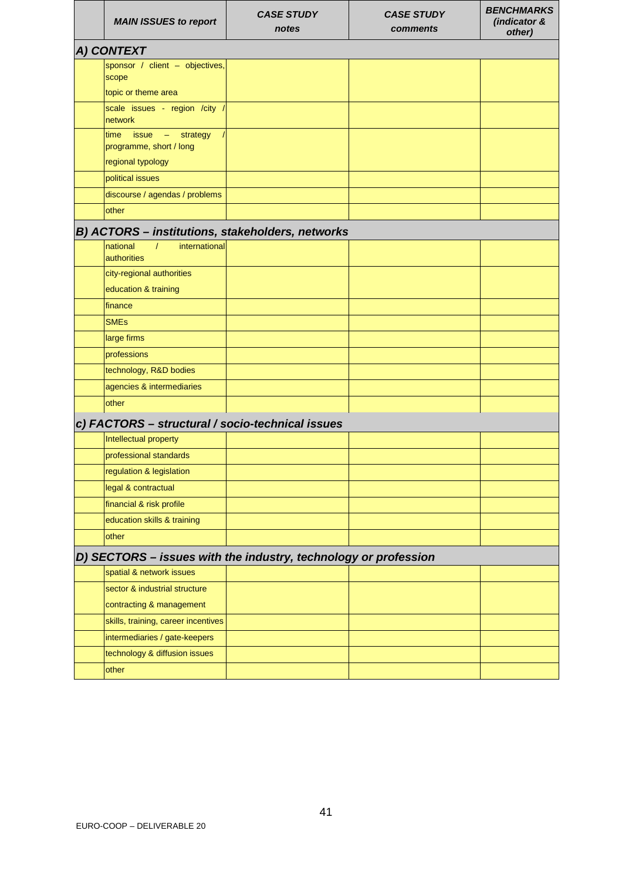| | MAIN ISSUES to report | CASE STUDY notes | CASE STUDY comments | BENCHMARKS (indicator & other) |
|---|---|---|---|---|
| **A) CONTEXT** | | | | |
| | sponsor / client – objectives, scope | | | |
| | topic or theme area | | | |
| | scale issues - region /city / network | | | |
| | time issue – strategy / programme, short / long | | | |
| | regional typology | | | |
| | political issues | | | |
| | discourse / agendas / problems | | | |
| | other | | | |
| **B) ACTORS – institutions, stakeholders, networks** | | | | |
| | national / international authorities | | | |
| | city-regional authorities | | | |
| | education & training | | | |
| | finance | | | |
| | SMEs | | | |
| | large firms | | | |
| | professions | | | |
| | technology, R&D bodies | | | |
| | agencies & intermediaries | | | |
| | other | | | |
| **c) FACTORS – structural / socio-technical issues** | | | | |
| | Intellectual property | | | |
| | professional standards | | | |
| | regulation & legislation | | | |
| | legal & contractual | | | |
| | financial & risk profile | | | |
| | education skills & training | | | |
| | other | | | |
| **D) SECTORS – issues with the industry, technology or profession** | | | | |
| | spatial & network issues | | | |
| | sector & industrial structure | | | |
| | contracting & management | | | |
| | skills, training, career incentives | | | |
| | intermediaries / gate-keepers | | | |
| | technology & diffusion issues | | | |
| | other | | | |